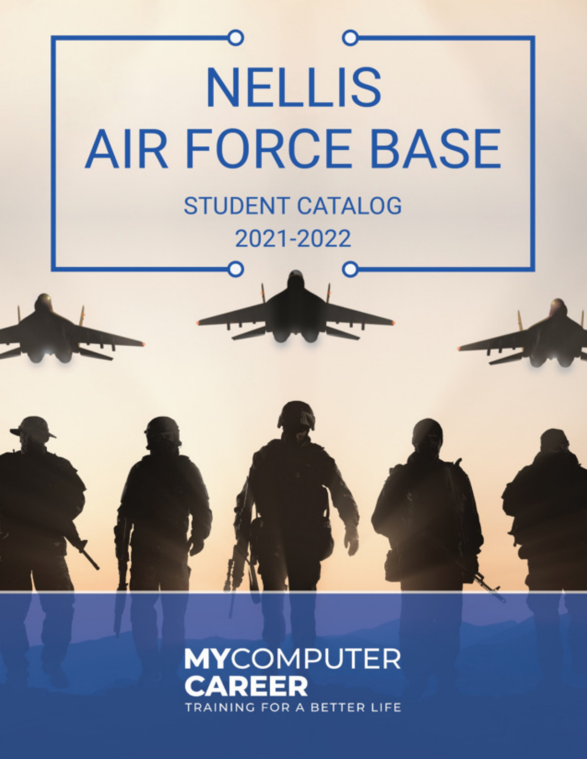# NELLIS AIR FORCE BASE

## STUDENT CATALOG 2021-2022

**MY**COMPUTER **CAREER**

TRAINING FOR A BETTER LIFE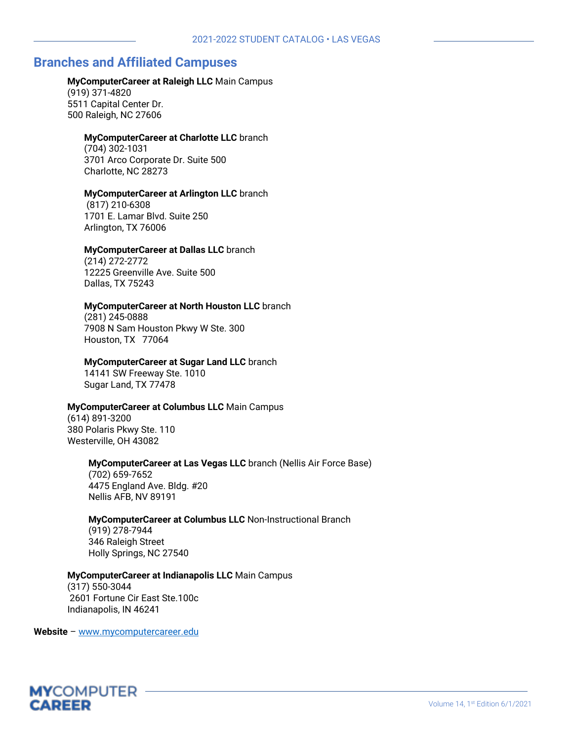## Branches and Affiliated Campuses

**MyComputerCareer at Raleigh LLC** Main Campus
(919) 371-4820
5511 Capital Center Dr.
500 Raleigh, NC 27606

**MyComputerCareer at Charlotte LLC** branch
(704) 302-1031
3701 Arco Corporate Dr. Suite 500
Charlotte, NC 28273

**MyComputerCareer at Arlington LLC** branch
(817) 210-6308
1701 E. Lamar Blvd. Suite 250
Arlington, TX 76006

**MyComputerCareer at Dallas LLC** branch
(214) 272-2772
12225 Greenville Ave. Suite 500
Dallas, TX 75243

**MyComputerCareer at North Houston LLC** branch
(281) 245-0888
7908 N Sam Houston Pkwy W Ste. 300
Houston, TX 77064

**MyComputerCareer at Sugar Land LLC** branch
14141 SW Freeway Ste. 1010
Sugar Land, TX 77478

**MyComputerCareer at Columbus LLC** Main Campus
(614) 891-3200
380 Polaris Pkwy Ste. 110
Westerville, OH 43082

**MyComputerCareer at Las Vegas LLC** branch (Nellis Air Force Base)
(702) 659-7652
4475 England Ave. Bldg. #20
Nellis AFB, NV 89191

**MyComputerCareer at Columbus LLC** Non-Instructional Branch
(919) 278-7944
346 Raleigh Street
Holly Springs, NC 27540

**MyComputerCareer at Indianapolis LLC** Main Campus
(317) 550-3044
2601 Fortune Cir East Ste.100c
Indianapolis, IN 46241

**Website** – www.mycomputercareer.edu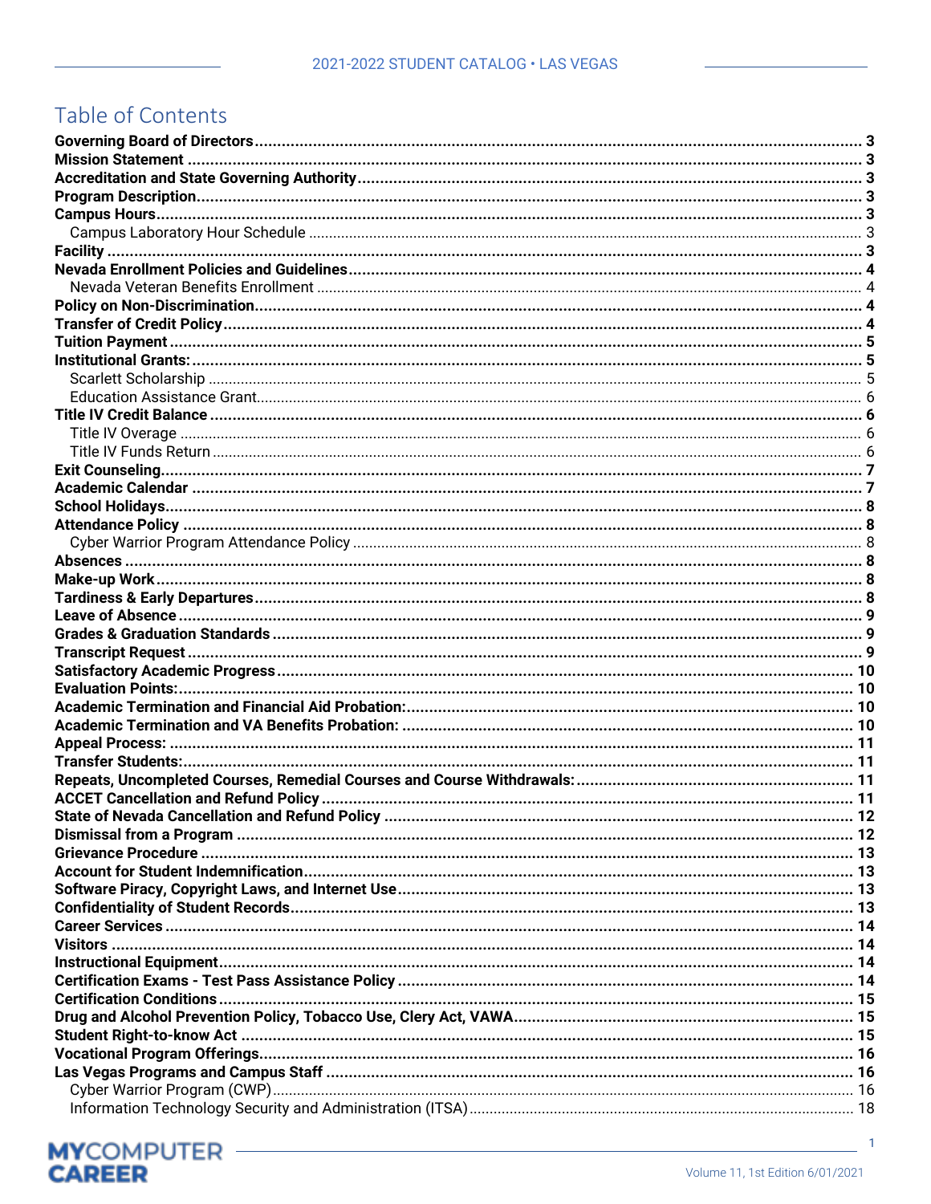# Table of Contents

**Governing Board of Directors** ........ 3
**Mission Statement** ........ 3
**Accreditation and State Governing Authority** ........ 3
**Program Description** ........ 3
**Campus Hours** ........ 3
- Campus Laboratory Hour Schedule ........ 3

**Facility** ........ 3
**Nevada Enrollment Policies and Guidelines** ........ 4
- Nevada Veteran Benefits Enrollment ........ 4

**Policy on Non-Discrimination** ........ 4
**Transfer of Credit Policy** ........ 4
**Tuition Payment** ........ 5
**Institutional Grants:** ........ 5
- Scarlett Scholarship ........ 5
- Education Assistance Grant ........ 6

**Title IV Credit Balance** ........ 6
- Title IV Overage ........ 6
- Title IV Funds Return ........ 6

**Exit Counseling** ........ 7
**Academic Calendar** ........ 7
**School Holidays** ........ 8
**Attendance Policy** ........ 8
- Cyber Warrior Program Attendance Policy ........ 8

**Absences** ........ 8
**Make-up Work** ........ 8
**Tardiness & Early Departures** ........ 8
**Leave of Absence** ........ 9
**Grades & Graduation Standards** ........ 9
**Transcript Request** ........ 9
**Satisfactory Academic Progress** ........ 10
**Evaluation Points:** ........ 10
**Academic Termination and Financial Aid Probation:** ........ 10
**Academic Termination and VA Benefits Probation:** ........ 10
**Appeal Process:** ........ 11
**Transfer Students:** ........ 11
**Repeats, Uncompleted Courses, Remedial Courses and Course Withdrawals:** ........ 11
**ACCET Cancellation and Refund Policy** ........ 11
**State of Nevada Cancellation and Refund Policy** ........ 12
**Dismissal from a Program** ........ 12
**Grievance Procedure** ........ 13
**Account for Student Indemnification** ........ 13
**Software Piracy, Copyright Laws, and Internet Use** ........ 13
**Confidentiality of Student Records** ........ 13
**Career Services** ........ 14
**Visitors** ........ 14
**Instructional Equipment** ........ 14
**Certification Exams - Test Pass Assistance Policy** ........ 14
**Certification Conditions** ........ 15
**Drug and Alcohol Prevention Policy, Tobacco Use, Clery Act, VAWA** ........ 15
**Student Right-to-know Act** ........ 15
**Vocational Program Offerings** ........ 16
**Las Vegas Programs and Campus Staff** ........ 16
- Cyber Warrior Program (CWP) ........ 16
- Information Technology Security and Administration (ITSA) ........ 18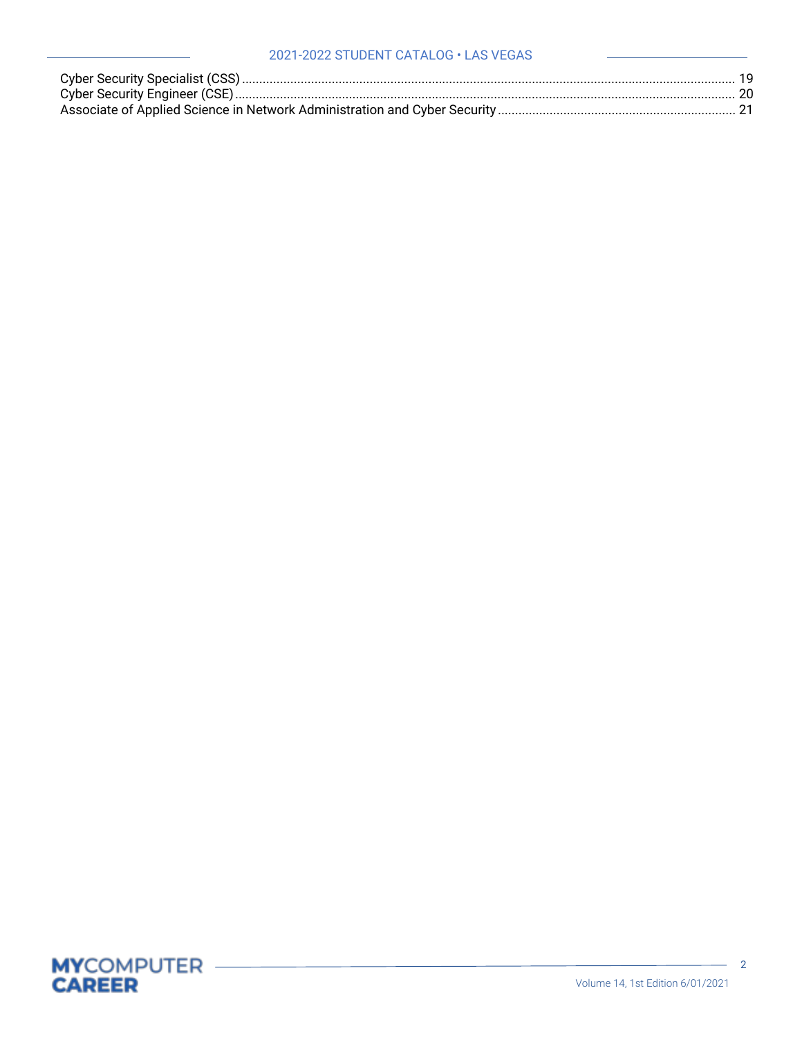Cyber Security Specialist (CSS) ........................................................................................................................................ 19
Cyber Security Engineer (CSE) ......................................................................................................................................... 20
Associate of Applied Science in Network Administration and Cyber Security ................................................................... 21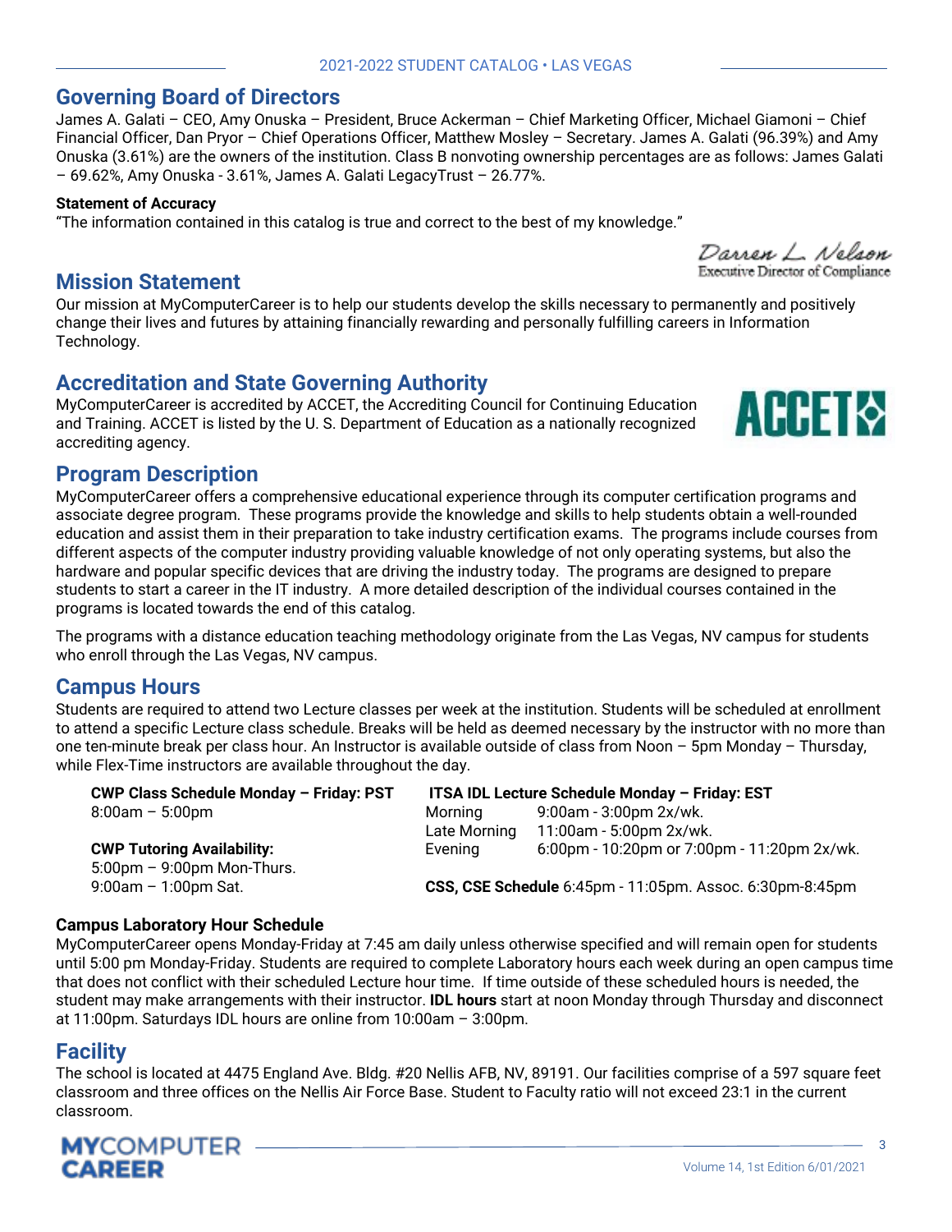## Governing Board of Directors

James A. Galati – CEO, Amy Onuska – President, Bruce Ackerman – Chief Marketing Officer, Michael Giamoni – Chief Financial Officer, Dan Pryor – Chief Operations Officer, Matthew Mosley – Secretary. James A. Galati (96.39%) and Amy Onuska (3.61%) are the owners of the institution. Class B nonvoting ownership percentages are as follows: James Galati – 69.62%, Amy Onuska - 3.61%, James A. Galati LegacyTrust – 26.77%.

**Statement of Accuracy**

"The information contained in this catalog is true and correct to the best of my knowledge."

Darren L. Nelson
Executive Director of Compliance

## Mission Statement

Our mission at MyComputerCareer is to help our students develop the skills necessary to permanently and positively change their lives and futures by attaining financially rewarding and personally fulfilling careers in Information Technology.

## Accreditation and State Governing Authority

MyComputerCareer is accredited by ACCET, the Accrediting Council for Continuing Education and Training. ACCET is listed by the U. S. Department of Education as a nationally recognized accrediting agency.

## Program Description

MyComputerCareer offers a comprehensive educational experience through its computer certification programs and associate degree program. These programs provide the knowledge and skills to help students obtain a well-rounded education and assist them in their preparation to take industry certification exams. The programs include courses from different aspects of the computer industry providing valuable knowledge of not only operating systems, but also the hardware and popular specific devices that are driving the industry today. The programs are designed to prepare students to start a career in the IT industry. A more detailed description of the individual courses contained in the programs is located towards the end of this catalog.

The programs with a distance education teaching methodology originate from the Las Vegas, NV campus for students who enroll through the Las Vegas, NV campus.

## Campus Hours

Students are required to attend two Lecture classes per week at the institution. Students will be scheduled at enrollment to attend a specific Lecture class schedule. Breaks will be held as deemed necessary by the instructor with no more than one ten-minute break per class hour. An Instructor is available outside of class from Noon – 5pm Monday – Thursday, while Flex-Time instructors are available throughout the day.

**CWP Class Schedule Monday – Friday: PST**
8:00am – 5:00pm

**CWP Tutoring Availability:**
5:00pm – 9:00pm Mon-Thurs.
9:00am – 1:00pm Sat.

**ITSA IDL Lecture Schedule Monday – Friday: EST**

| | |
|---|---|
| Morning | 9:00am - 3:00pm 2x/wk. |
| Late Morning | 11:00am - 5:00pm 2x/wk. |
| Evening | 6:00pm - 10:20pm or 7:00pm - 11:20pm 2x/wk. |

**CSS, CSE Schedule** 6:45pm - 11:05pm. Assoc. 6:30pm-8:45pm

**Campus Laboratory Hour Schedule**

MyComputerCareer opens Monday-Friday at 7:45 am daily unless otherwise specified and will remain open for students until 5:00 pm Monday-Friday. Students are required to complete Laboratory hours each week during an open campus time that does not conflict with their scheduled Lecture hour time. If time outside of these scheduled hours is needed, the student may make arrangements with their instructor. **IDL hours** start at noon Monday through Thursday and disconnect at 11:00pm. Saturdays IDL hours are online from 10:00am – 3:00pm.

## Facility

The school is located at 4475 England Ave. Bldg. #20 Nellis AFB, NV, 89191. Our facilities comprise of a 597 square feet classroom and three offices on the Nellis Air Force Base. Student to Faculty ratio will not exceed 23:1 in the current classroom.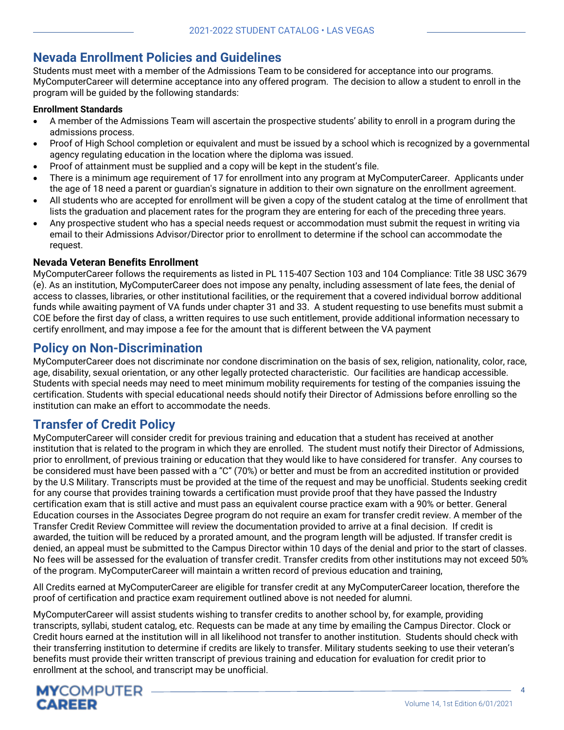## Nevada Enrollment Policies and Guidelines

Students must meet with a member of the Admissions Team to be considered for acceptance into our programs. MyComputerCareer will determine acceptance into any offered program. The decision to allow a student to enroll in the program will be guided by the following standards:

**Enrollment Standards**

- A member of the Admissions Team will ascertain the prospective students' ability to enroll in a program during the admissions process.
- Proof of High School completion or equivalent and must be issued by a school which is recognized by a governmental agency regulating education in the location where the diploma was issued.
- Proof of attainment must be supplied and a copy will be kept in the student's file.
- There is a minimum age requirement of 17 for enrollment into any program at MyComputerCareer. Applicants under the age of 18 need a parent or guardian's signature in addition to their own signature on the enrollment agreement.
- All students who are accepted for enrollment will be given a copy of the student catalog at the time of enrollment that lists the graduation and placement rates for the program they are entering for each of the preceding three years.
- Any prospective student who has a special needs request or accommodation must submit the request in writing via email to their Admissions Advisor/Director prior to enrollment to determine if the school can accommodate the request.

**Nevada Veteran Benefits Enrollment**

MyComputerCareer follows the requirements as listed in PL 115-407 Section 103 and 104 Compliance: Title 38 USC 3679 (e). As an institution, MyComputerCareer does not impose any penalty, including assessment of late fees, the denial of access to classes, libraries, or other institutional facilities, or the requirement that a covered individual borrow additional funds while awaiting payment of VA funds under chapter 31 and 33. A student requesting to use benefits must submit a COE before the first day of class, a written requires to use such entitlement, provide additional information necessary to certify enrollment, and may impose a fee for the amount that is different between the VA payment

## Policy on Non-Discrimination

MyComputerCareer does not discriminate nor condone discrimination on the basis of sex, religion, nationality, color, race, age, disability, sexual orientation, or any other legally protected characteristic. Our facilities are handicap accessible. Students with special needs may need to meet minimum mobility requirements for testing of the companies issuing the certification. Students with special educational needs should notify their Director of Admissions before enrolling so the institution can make an effort to accommodate the needs.

## Transfer of Credit Policy

MyComputerCareer will consider credit for previous training and education that a student has received at another institution that is related to the program in which they are enrolled. The student must notify their Director of Admissions, prior to enrollment, of previous training or education that they would like to have considered for transfer. Any courses to be considered must have been passed with a "C" (70%) or better and must be from an accredited institution or provided by the U.S Military. Transcripts must be provided at the time of the request and may be unofficial. Students seeking credit for any course that provides training towards a certification must provide proof that they have passed the Industry certification exam that is still active and must pass an equivalent course practice exam with a 90% or better. General Education courses in the Associates Degree program do not require an exam for transfer credit review. A member of the Transfer Credit Review Committee will review the documentation provided to arrive at a final decision. If credit is awarded, the tuition will be reduced by a prorated amount, and the program length will be adjusted. If transfer credit is denied, an appeal must be submitted to the Campus Director within 10 days of the denial and prior to the start of classes. No fees will be assessed for the evaluation of transfer credit. Transfer credits from other institutions may not exceed 50% of the program. MyComputerCareer will maintain a written record of previous education and training,

All Credits earned at MyComputerCareer are eligible for transfer credit at any MyComputerCareer location, therefore the proof of certification and practice exam requirement outlined above is not needed for alumni.

MyComputerCareer will assist students wishing to transfer credits to another school by, for example, providing transcripts, syllabi, student catalog, etc. Requests can be made at any time by emailing the Campus Director. Clock or Credit hours earned at the institution will in all likelihood not transfer to another institution. Students should check with their transferring institution to determine if credits are likely to transfer. Military students seeking to use their veteran's benefits must provide their written transcript of previous training and education for evaluation for credit prior to enrollment at the school, and transcript may be unofficial.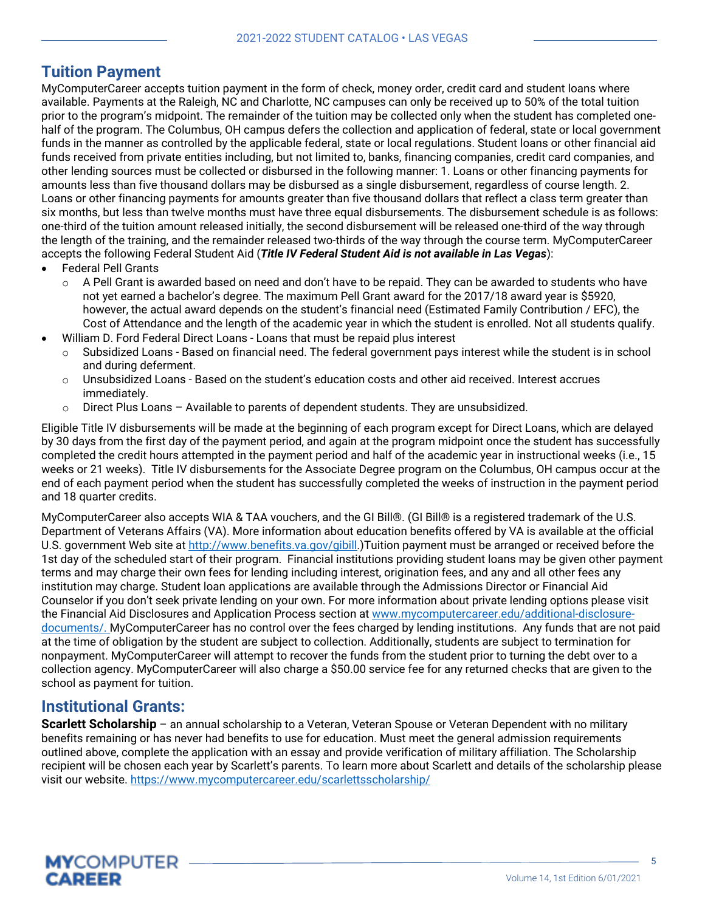## Tuition Payment

MyComputerCareer accepts tuition payment in the form of check, money order, credit card and student loans where available. Payments at the Raleigh, NC and Charlotte, NC campuses can only be received up to 50% of the total tuition prior to the program's midpoint. The remainder of the tuition may be collected only when the student has completed one-half of the program. The Columbus, OH campus defers the collection and application of federal, state or local government funds in the manner as controlled by the applicable federal, state or local regulations. Student loans or other financial aid funds received from private entities including, but not limited to, banks, financing companies, credit card companies, and other lending sources must be collected or disbursed in the following manner: 1. Loans or other financing payments for amounts less than five thousand dollars may be disbursed as a single disbursement, regardless of course length. 2. Loans or other financing payments for amounts greater than five thousand dollars that reflect a class term greater than six months, but less than twelve months must have three equal disbursements. The disbursement schedule is as follows: one-third of the tuition amount released initially, the second disbursement will be released one-third of the way through the length of the training, and the remainder released two-thirds of the way through the course term. MyComputerCareer accepts the following Federal Student Aid (***Title IV Federal Student Aid is not available in Las Vegas***):

- Federal Pell Grants
  - A Pell Grant is awarded based on need and don't have to be repaid. They can be awarded to students who have not yet earned a bachelor's degree. The maximum Pell Grant award for the 2017/18 award year is $5920, however, the actual award depends on the student's financial need (Estimated Family Contribution / EFC), the Cost of Attendance and the length of the academic year in which the student is enrolled. Not all students qualify.
- William D. Ford Federal Direct Loans - Loans that must be repaid plus interest
  - Subsidized Loans - Based on financial need. The federal government pays interest while the student is in school and during deferment.
  - Unsubsidized Loans - Based on the student's education costs and other aid received. Interest accrues immediately.
  - Direct Plus Loans – Available to parents of dependent students. They are unsubsidized.

Eligible Title IV disbursements will be made at the beginning of each program except for Direct Loans, which are delayed by 30 days from the first day of the payment period, and again at the program midpoint once the student has successfully completed the credit hours attempted in the payment period and half of the academic year in instructional weeks (i.e., 15 weeks or 21 weeks). Title IV disbursements for the Associate Degree program on the Columbus, OH campus occur at the end of each payment period when the student has successfully completed the weeks of instruction in the payment period and 18 quarter credits.

MyComputerCareer also accepts WIA & TAA vouchers, and the GI Bill®. (GI Bill® is a registered trademark of the U.S. Department of Veterans Affairs (VA). More information about education benefits offered by VA is available at the official U.S. government Web site at http://www.benefits.va.gov/gibill.)Tuition payment must be arranged or received before the 1st day of the scheduled start of their program. Financial institutions providing student loans may be given other payment terms and may charge their own fees for lending including interest, origination fees, and any and all other fees any institution may charge. Student loan applications are available through the Admissions Director or Financial Aid Counselor if you don't seek private lending on your own. For more information about private lending options please visit the Financial Aid Disclosures and Application Process section at www.mycomputercareer.edu/additional-disclosure-documents/. MyComputerCareer has no control over the fees charged by lending institutions. Any funds that are not paid at the time of obligation by the student are subject to collection. Additionally, students are subject to termination for nonpayment. MyComputerCareer will attempt to recover the funds from the student prior to turning the debt over to a collection agency. MyComputerCareer will also charge a $50.00 service fee for any returned checks that are given to the school as payment for tuition.

## Institutional Grants:

**Scarlett Scholarship** – an annual scholarship to a Veteran, Veteran Spouse or Veteran Dependent with no military benefits remaining or has never had benefits to use for education. Must meet the general admission requirements outlined above, complete the application with an essay and provide verification of military affiliation. The Scholarship recipient will be chosen each year by Scarlett's parents. To learn more about Scarlett and details of the scholarship please visit our website. https://www.mycomputercareer.edu/scarlettsscholarship/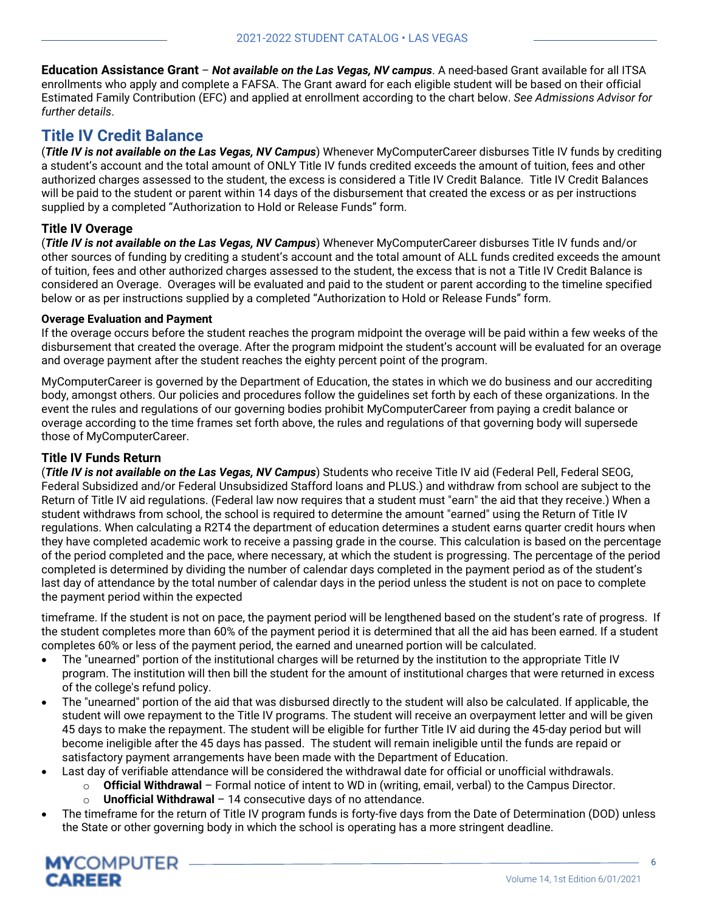**Education Assistance Grant** – ***Not available on the Las Vegas, NV campus***. A need-based Grant available for all ITSA enrollments who apply and complete a FAFSA. The Grant award for each eligible student will be based on their official Estimated Family Contribution (EFC) and applied at enrollment according to the chart below. *See Admissions Advisor for further details*.

## Title IV Credit Balance

(***Title IV is not available on the Las Vegas, NV Campus***) Whenever MyComputerCareer disburses Title IV funds by crediting a student's account and the total amount of ONLY Title IV funds credited exceeds the amount of tuition, fees and other authorized charges assessed to the student, the excess is considered a Title IV Credit Balance. Title IV Credit Balances will be paid to the student or parent within 14 days of the disbursement that created the excess or as per instructions supplied by a completed "Authorization to Hold or Release Funds" form.

### Title IV Overage

(***Title IV is not available on the Las Vegas, NV Campus***) Whenever MyComputerCareer disburses Title IV funds and/or other sources of funding by crediting a student's account and the total amount of ALL funds credited exceeds the amount of tuition, fees and other authorized charges assessed to the student, the excess that is not a Title IV Credit Balance is considered an Overage. Overages will be evaluated and paid to the student or parent according to the timeline specified below or as per instructions supplied by a completed "Authorization to Hold or Release Funds" form.

#### Overage Evaluation and Payment

If the overage occurs before the student reaches the program midpoint the overage will be paid within a few weeks of the disbursement that created the overage. After the program midpoint the student's account will be evaluated for an overage and overage payment after the student reaches the eighty percent point of the program.

MyComputerCareer is governed by the Department of Education, the states in which we do business and our accrediting body, amongst others. Our policies and procedures follow the guidelines set forth by each of these organizations. In the event the rules and regulations of our governing bodies prohibit MyComputerCareer from paying a credit balance or overage according to the time frames set forth above, the rules and regulations of that governing body will supersede those of MyComputerCareer.

### Title IV Funds Return

(***Title IV is not available on the Las Vegas, NV Campus***) Students who receive Title IV aid (Federal Pell, Federal SEOG, Federal Subsidized and/or Federal Unsubsidized Stafford loans and PLUS.) and withdraw from school are subject to the Return of Title IV aid regulations. (Federal law now requires that a student must "earn" the aid that they receive.) When a student withdraws from school, the school is required to determine the amount "earned" using the Return of Title IV regulations. When calculating a R2T4 the department of education determines a student earns quarter credit hours when they have completed academic work to receive a passing grade in the course. This calculation is based on the percentage of the period completed and the pace, where necessary, at which the student is progressing. The percentage of the period completed is determined by dividing the number of calendar days completed in the payment period as of the student's last day of attendance by the total number of calendar days in the period unless the student is not on pace to complete the payment period within the expected timeframe. If the student is not on pace, the payment period will be lengthened based on the student's rate of progress. If the student completes more than 60% of the payment period it is determined that all the aid has been earned. If a student completes 60% or less of the payment period, the earned and unearned portion will be calculated.

- The "unearned" portion of the institutional charges will be returned by the institution to the appropriate Title IV program. The institution will then bill the student for the amount of institutional charges that were returned in excess of the college's refund policy.
- The "unearned" portion of the aid that was disbursed directly to the student will also be calculated. If applicable, the student will owe repayment to the Title IV programs. The student will receive an overpayment letter and will be given 45 days to make the repayment. The student will be eligible for further Title IV aid during the 45-day period but will become ineligible after the 45 days has passed. The student will remain ineligible until the funds are repaid or satisfactory payment arrangements have been made with the Department of Education.
- Last day of verifiable attendance will be considered the withdrawal date for official or unofficial withdrawals.
  - **Official Withdrawal** – Formal notice of intent to WD in (writing, email, verbal) to the Campus Director.
  - **Unofficial Withdrawal** – 14 consecutive days of no attendance.
- The timeframe for the return of Title IV program funds is forty-five days from the Date of Determination (DOD) unless the State or other governing body in which the school is operating has a more stringent deadline.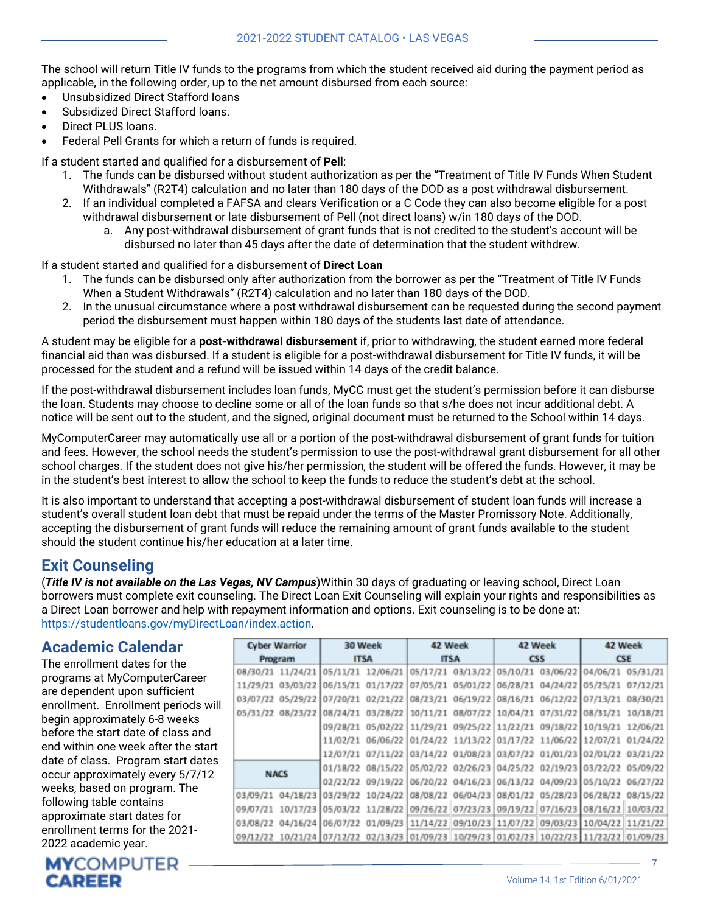The school will return Title IV funds to the programs from which the student received aid during the payment period as applicable, in the following order, up to the net amount disbursed from each source:

- Unsubsidized Direct Stafford loans
- Subsidized Direct Stafford loans.
- Direct PLUS loans.
- Federal Pell Grants for which a return of funds is required.

If a student started and qualified for a disbursement of **Pell**:

1. The funds can be disbursed without student authorization as per the "Treatment of Title IV Funds When Student Withdrawals" (R2T4) calculation and no later than 180 days of the DOD as a post withdrawal disbursement.
2. If an individual completed a FAFSA and clears Verification or a C Code they can also become eligible for a post withdrawal disbursement or late disbursement of Pell (not direct loans) w/in 180 days of the DOD.
   a. Any post-withdrawal disbursement of grant funds that is not credited to the student's account will be disbursed no later than 45 days after the date of determination that the student withdrew.

If a student started and qualified for a disbursement of **Direct Loan**

1. The funds can be disbursed only after authorization from the borrower as per the "Treatment of Title IV Funds When a Student Withdrawals" (R2T4) calculation and no later than 180 days of the DOD.
2. In the unusual circumstance where a post withdrawal disbursement can be requested during the second payment period the disbursement must happen within 180 days of the students last date of attendance.

A student may be eligible for a **post-withdrawal disbursement** if, prior to withdrawing, the student earned more federal financial aid than was disbursed. If a student is eligible for a post-withdrawal disbursement for Title IV funds, it will be processed for the student and a refund will be issued within 14 days of the credit balance.

If the post-withdrawal disbursement includes loan funds, MyCC must get the student's permission before it can disburse the loan. Students may choose to decline some or all of the loan funds so that s/he does not incur additional debt. A notice will be sent out to the student, and the signed, original document must be returned to the School within 14 days.

MyComputerCareer may automatically use all or a portion of the post-withdrawal disbursement of grant funds for tuition and fees. However, the school needs the student's permission to use the post-withdrawal grant disbursement for all other school charges. If the student does not give his/her permission, the student will be offered the funds. However, it may be in the student's best interest to allow the school to keep the funds to reduce the student's debt at the school.

It is also important to understand that accepting a post-withdrawal disbursement of student loan funds will increase a student's overall student loan debt that must be repaid under the terms of the Master Promissory Note. Additionally, accepting the disbursement of grant funds will reduce the remaining amount of grant funds available to the student should the student continue his/her education at a later time.

## Exit Counseling

(***Title IV is not available on the Las Vegas, NV Campus***)Within 30 days of graduating or leaving school, Direct Loan borrowers must complete exit counseling. The Direct Loan Exit Counseling will explain your rights and responsibilities as a Direct Loan borrower and help with repayment information and options. Exit counseling is to be done at: https://studentloans.gov/myDirectLoan/index.action.

## Academic Calendar

The enrollment dates for the programs at MyComputerCareer are dependent upon sufficient enrollment. Enrollment periods will begin approximately 6-8 weeks before the start date of class and end within one week after the start date of class. Program start dates occur approximately every 5/7/12 weeks, based on program. The following table contains approximate start dates for enrollment terms for the 2021-2022 academic year.

| Cyber Warrior Program | | 30 Week ITSA | | 42 Week ITSA | | 42 Week CSS | | 42 Week CSE | |
|---|---|---|---|---|---|---|---|---|---|
| 08/30/21 | 11/24/21 | 05/11/21 | 12/06/21 | 05/17/21 | 03/13/22 | 05/10/21 | 03/06/22 | 04/06/21 | 05/31/21 |
| 11/29/21 | 03/03/22 | 06/15/21 | 01/17/22 | 07/05/21 | 05/01/22 | 06/28/21 | 04/24/22 | 05/25/21 | 07/12/21 |
| 03/07/22 | 05/29/22 | 07/20/21 | 02/21/22 | 08/23/21 | 06/19/22 | 08/16/21 | 06/12/22 | 07/13/21 | 08/30/21 |
| 05/31/22 | 08/23/22 | 08/24/21 | 03/28/22 | 10/11/21 | 08/07/22 | 10/04/21 | 07/31/22 | 08/31/21 | 10/18/21 |
| | | 09/28/21 | 05/02/22 | 11/29/21 | 09/25/22 | 11/22/21 | 09/18/22 | 10/19/21 | 12/06/21 |
| | | 11/02/21 | 06/06/22 | 01/24/22 | 11/13/22 | 01/17/22 | 11/06/22 | 12/07/21 | 01/24/22 |
| | | 12/07/21 | 07/11/22 | 03/14/22 | 01/08/23 | 03/07/22 | 01/01/23 | 02/01/22 | 03/21/22 |
| NACS | | 01/18/22 | 08/15/22 | 05/02/22 | 02/26/23 | 04/25/22 | 02/19/23 | 03/22/22 | 05/09/22 |
| | | 02/22/22 | 09/19/22 | 06/20/22 | 04/16/23 | 06/13/22 | 04/09/23 | 05/10/22 | 06/27/22 |
| 03/09/21 | 04/18/23 | 03/29/22 | 10/24/22 | 08/08/22 | 06/04/23 | 08/01/22 | 05/28/23 | 06/28/22 | 08/15/22 |
| 09/07/21 | 10/17/23 | 05/03/22 | 11/28/22 | 09/26/22 | 07/23/23 | 09/19/22 | 07/16/23 | 08/16/22 | 10/03/22 |
| 03/08/22 | 04/16/24 | 06/07/22 | 01/09/23 | 11/14/22 | 09/10/23 | 11/07/22 | 09/03/23 | 10/04/22 | 11/21/22 |
| 09/12/22 | 10/21/24 | 07/12/22 | 02/13/23 | 01/09/23 | 10/29/23 | 01/02/23 | 10/22/23 | 11/22/22 | 01/09/23 |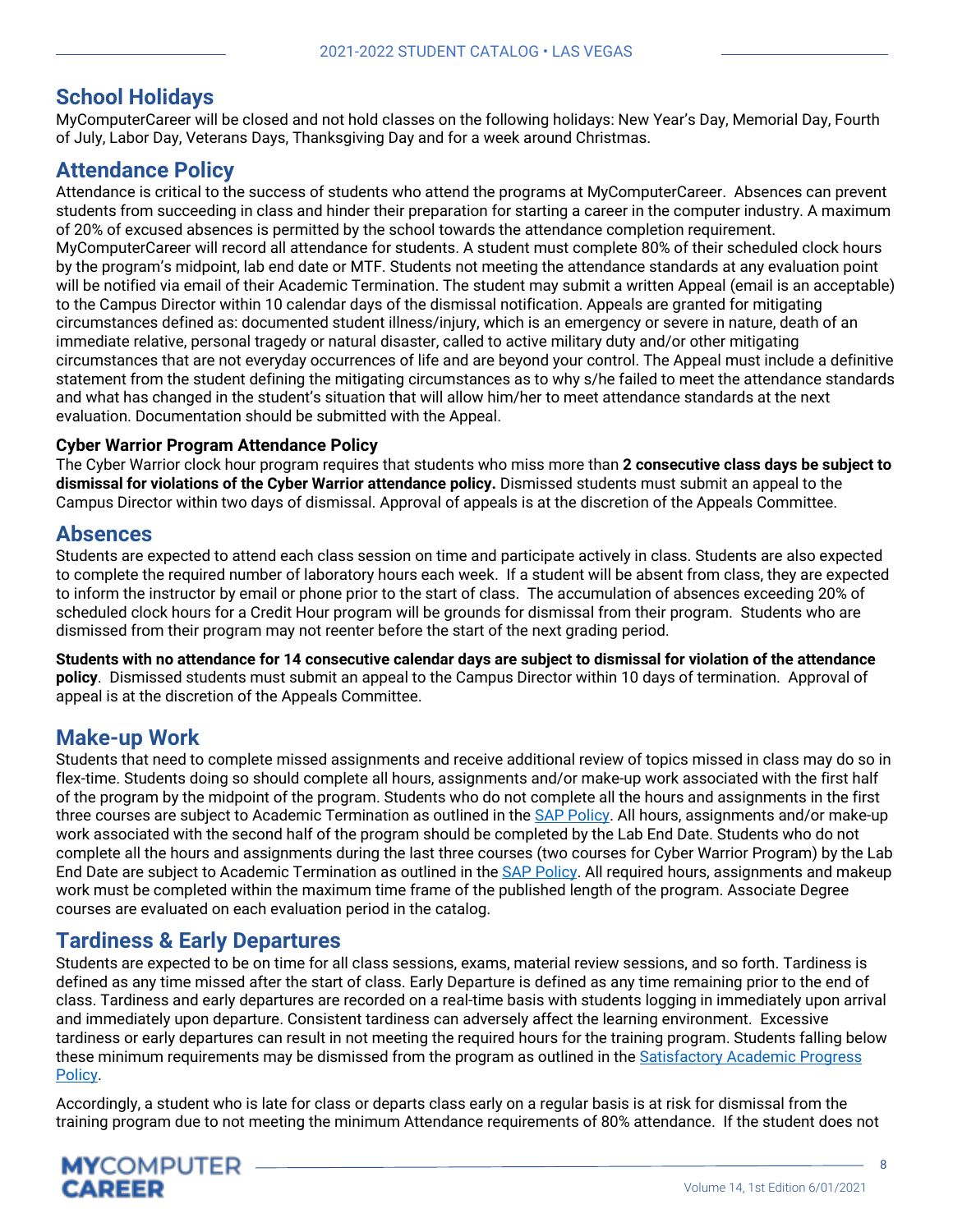## School Holidays

MyComputerCareer will be closed and not hold classes on the following holidays: New Year's Day, Memorial Day, Fourth of July, Labor Day, Veterans Days, Thanksgiving Day and for a week around Christmas.

## Attendance Policy

Attendance is critical to the success of students who attend the programs at MyComputerCareer. Absences can prevent students from succeeding in class and hinder their preparation for starting a career in the computer industry. A maximum of 20% of excused absences is permitted by the school towards the attendance completion requirement. MyComputerCareer will record all attendance for students. A student must complete 80% of their scheduled clock hours by the program's midpoint, lab end date or MTF. Students not meeting the attendance standards at any evaluation point will be notified via email of their Academic Termination. The student may submit a written Appeal (email is an acceptable) to the Campus Director within 10 calendar days of the dismissal notification. Appeals are granted for mitigating circumstances defined as: documented student illness/injury, which is an emergency or severe in nature, death of an immediate relative, personal tragedy or natural disaster, called to active military duty and/or other mitigating circumstances that are not everyday occurrences of life and are beyond your control. The Appeal must include a definitive statement from the student defining the mitigating circumstances as to why s/he failed to meet the attendance standards and what has changed in the student's situation that will allow him/her to meet attendance standards at the next evaluation. Documentation should be submitted with the Appeal.

### Cyber Warrior Program Attendance Policy

The Cyber Warrior clock hour program requires that students who miss more than **2 consecutive class days be subject to dismissal for violations of the Cyber Warrior attendance policy.** Dismissed students must submit an appeal to the Campus Director within two days of dismissal. Approval of appeals is at the discretion of the Appeals Committee.

## Absences

Students are expected to attend each class session on time and participate actively in class. Students are also expected to complete the required number of laboratory hours each week. If a student will be absent from class, they are expected to inform the instructor by email or phone prior to the start of class. The accumulation of absences exceeding 20% of scheduled clock hours for a Credit Hour program will be grounds for dismissal from their program. Students who are dismissed from their program may not reenter before the start of the next grading period.

**Students with no attendance for 14 consecutive calendar days are subject to dismissal for violation of the attendance policy**. Dismissed students must submit an appeal to the Campus Director within 10 days of termination. Approval of appeal is at the discretion of the Appeals Committee.

## Make-up Work

Students that need to complete missed assignments and receive additional review of topics missed in class may do so in flex-time. Students doing so should complete all hours, assignments and/or make-up work associated with the first half of the program by the midpoint of the program. Students who do not complete all the hours and assignments in the first three courses are subject to Academic Termination as outlined in the SAP Policy. All hours, assignments and/or make-up work associated with the second half of the program should be completed by the Lab End Date. Students who do not complete all the hours and assignments during the last three courses (two courses for Cyber Warrior Program) by the Lab End Date are subject to Academic Termination as outlined in the SAP Policy. All required hours, assignments and makeup work must be completed within the maximum time frame of the published length of the program. Associate Degree courses are evaluated on each evaluation period in the catalog.

## Tardiness & Early Departures

Students are expected to be on time for all class sessions, exams, material review sessions, and so forth. Tardiness is defined as any time missed after the start of class. Early Departure is defined as any time remaining prior to the end of class. Tardiness and early departures are recorded on a real-time basis with students logging in immediately upon arrival and immediately upon departure. Consistent tardiness can adversely affect the learning environment. Excessive tardiness or early departures can result in not meeting the required hours for the training program. Students falling below these minimum requirements may be dismissed from the program as outlined in the Satisfactory Academic Progress Policy.

Accordingly, a student who is late for class or departs class early on a regular basis is at risk for dismissal from the training program due to not meeting the minimum Attendance requirements of 80% attendance. If the student does not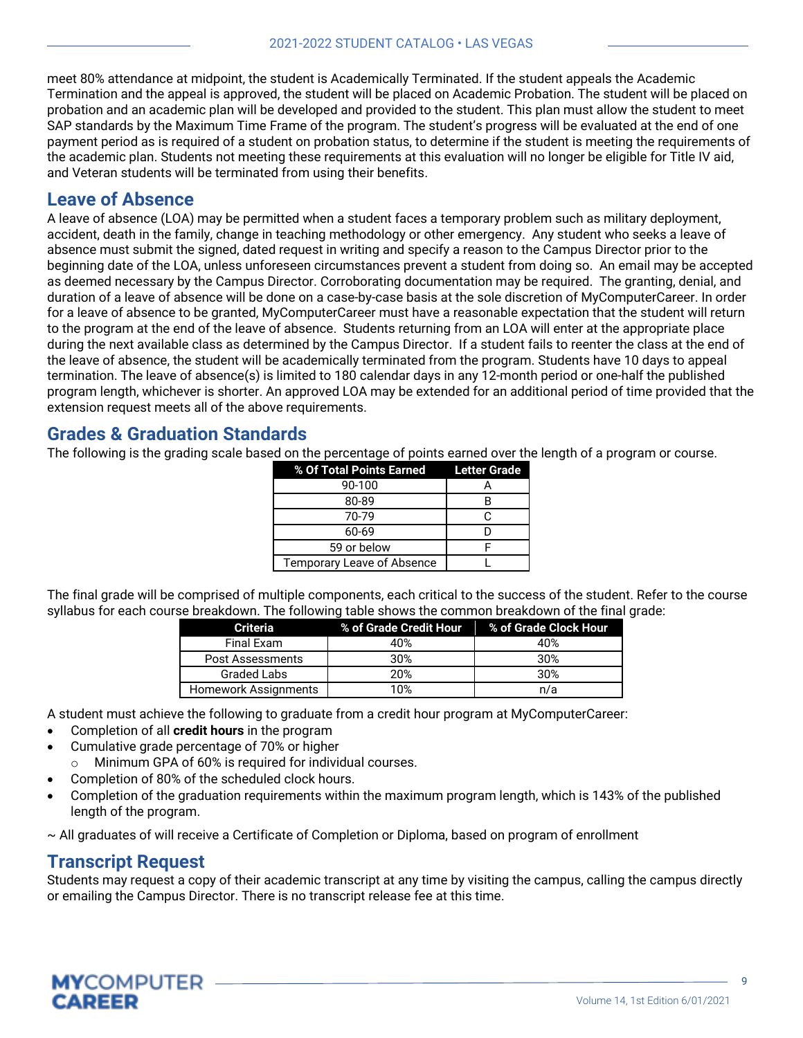meet 80% attendance at midpoint, the student is Academically Terminated. If the student appeals the Academic Termination and the appeal is approved, the student will be placed on Academic Probation. The student will be placed on probation and an academic plan will be developed and provided to the student. This plan must allow the student to meet SAP standards by the Maximum Time Frame of the program. The student's progress will be evaluated at the end of one payment period as is required of a student on probation status, to determine if the student is meeting the requirements of the academic plan. Students not meeting these requirements at this evaluation will no longer be eligible for Title IV aid, and Veteran students will be terminated from using their benefits.

## Leave of Absence

A leave of absence (LOA) may be permitted when a student faces a temporary problem such as military deployment, accident, death in the family, change in teaching methodology or other emergency. Any student who seeks a leave of absence must submit the signed, dated request in writing and specify a reason to the Campus Director prior to the beginning date of the LOA, unless unforeseen circumstances prevent a student from doing so. An email may be accepted as deemed necessary by the Campus Director. Corroborating documentation may be required. The granting, denial, and duration of a leave of absence will be done on a case-by-case basis at the sole discretion of MyComputerCareer. In order for a leave of absence to be granted, MyComputerCareer must have a reasonable expectation that the student will return to the program at the end of the leave of absence. Students returning from an LOA will enter at the appropriate place during the next available class as determined by the Campus Director. If a student fails to reenter the class at the end of the leave of absence, the student will be academically terminated from the program. Students have 10 days to appeal termination. The leave of absence(s) is limited to 180 calendar days in any 12-month period or one-half the published program length, whichever is shorter. An approved LOA may be extended for an additional period of time provided that the extension request meets all of the above requirements.

## Grades & Graduation Standards

The following is the grading scale based on the percentage of points earned over the length of a program or course.

| % Of Total Points Earned | Letter Grade |
|---|---|
| 90-100 | A |
| 80-89 | B |
| 70-79 | C |
| 60-69 | D |
| 59 or below | F |
| Temporary Leave of Absence | L |

The final grade will be comprised of multiple components, each critical to the success of the student. Refer to the course syllabus for each course breakdown. The following table shows the common breakdown of the final grade:

| Criteria | % of Grade Credit Hour | % of Grade Clock Hour |
|---|---|---|
| Final Exam | 40% | 40% |
| Post Assessments | 30% | 30% |
| Graded Labs | 20% | 30% |
| Homework Assignments | 10% | n/a |

A student must achieve the following to graduate from a credit hour program at MyComputerCareer:

- Completion of all **credit hours** in the program
- Cumulative grade percentage of 70% or higher
  - Minimum GPA of 60% is required for individual courses.
- Completion of 80% of the scheduled clock hours.
- Completion of the graduation requirements within the maximum program length, which is 143% of the published length of the program.

~ All graduates of will receive a Certificate of Completion or Diploma, based on program of enrollment

## Transcript Request

Students may request a copy of their academic transcript at any time by visiting the campus, calling the campus directly or emailing the Campus Director. There is no transcript release fee at this time.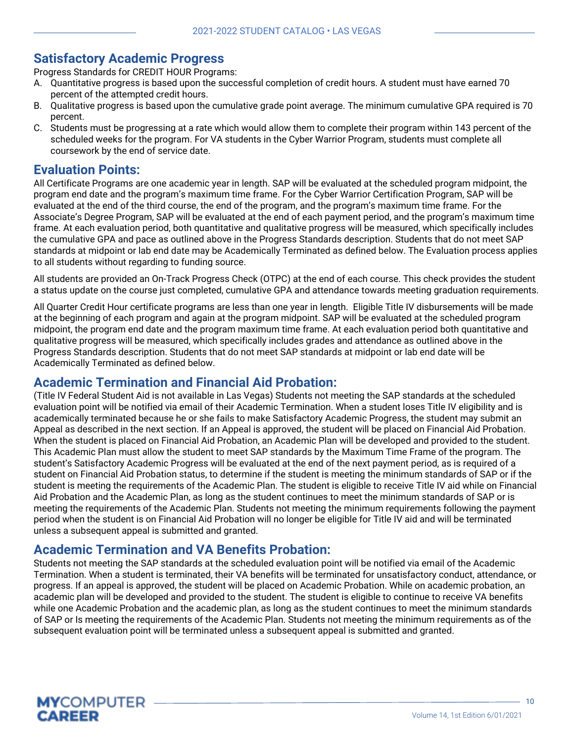## Satisfactory Academic Progress

Progress Standards for CREDIT HOUR Programs:

A. Quantitative progress is based upon the successful completion of credit hours. A student must have earned 70 percent of the attempted credit hours.
B. Qualitative progress is based upon the cumulative grade point average. The minimum cumulative GPA required is 70 percent.
C. Students must be progressing at a rate which would allow them to complete their program within 143 percent of the scheduled weeks for the program. For VA students in the Cyber Warrior Program, students must complete all coursework by the end of service date.

## Evaluation Points:

All Certificate Programs are one academic year in length. SAP will be evaluated at the scheduled program midpoint, the program end date and the program's maximum time frame. For the Cyber Warrior Certification Program, SAP will be evaluated at the end of the third course, the end of the program, and the program's maximum time frame. For the Associate's Degree Program, SAP will be evaluated at the end of each payment period, and the program's maximum time frame. At each evaluation period, both quantitative and qualitative progress will be measured, which specifically includes the cumulative GPA and pace as outlined above in the Progress Standards description. Students that do not meet SAP standards at midpoint or lab end date may be Academically Terminated as defined below. The Evaluation process applies to all students without regarding to funding source.

All students are provided an On-Track Progress Check (OTPC) at the end of each course. This check provides the student a status update on the course just completed, cumulative GPA and attendance towards meeting graduation requirements.

All Quarter Credit Hour certificate programs are less than one year in length. Eligible Title IV disbursements will be made at the beginning of each program and again at the program midpoint. SAP will be evaluated at the scheduled program midpoint, the program end date and the program maximum time frame. At each evaluation period both quantitative and qualitative progress will be measured, which specifically includes grades and attendance as outlined above in the Progress Standards description. Students that do not meet SAP standards at midpoint or lab end date will be Academically Terminated as defined below.

## Academic Termination and Financial Aid Probation:

(Title IV Federal Student Aid is not available in Las Vegas) Students not meeting the SAP standards at the scheduled evaluation point will be notified via email of their Academic Termination. When a student loses Title IV eligibility and is academically terminated because he or she fails to make Satisfactory Academic Progress, the student may submit an Appeal as described in the next section. If an Appeal is approved, the student will be placed on Financial Aid Probation. When the student is placed on Financial Aid Probation, an Academic Plan will be developed and provided to the student. This Academic Plan must allow the student to meet SAP standards by the Maximum Time Frame of the program. The student's Satisfactory Academic Progress will be evaluated at the end of the next payment period, as is required of a student on Financial Aid Probation status, to determine if the student is meeting the minimum standards of SAP or if the student is meeting the requirements of the Academic Plan. The student is eligible to receive Title IV aid while on Financial Aid Probation and the Academic Plan, as long as the student continues to meet the minimum standards of SAP or is meeting the requirements of the Academic Plan. Students not meeting the minimum requirements following the payment period when the student is on Financial Aid Probation will no longer be eligible for Title IV aid and will be terminated unless a subsequent appeal is submitted and granted.

## Academic Termination and VA Benefits Probation:

Students not meeting the SAP standards at the scheduled evaluation point will be notified via email of the Academic Termination. When a student is terminated, their VA benefits will be terminated for unsatisfactory conduct, attendance, or progress. If an appeal is approved, the student will be placed on Academic Probation. While on academic probation, an academic plan will be developed and provided to the student. The student is eligible to continue to receive VA benefits while one Academic Probation and the academic plan, as long as the student continues to meet the minimum standards of SAP or Is meeting the requirements of the Academic Plan. Students not meeting the minimum requirements as of the subsequent evaluation point will be terminated unless a subsequent appeal is submitted and granted.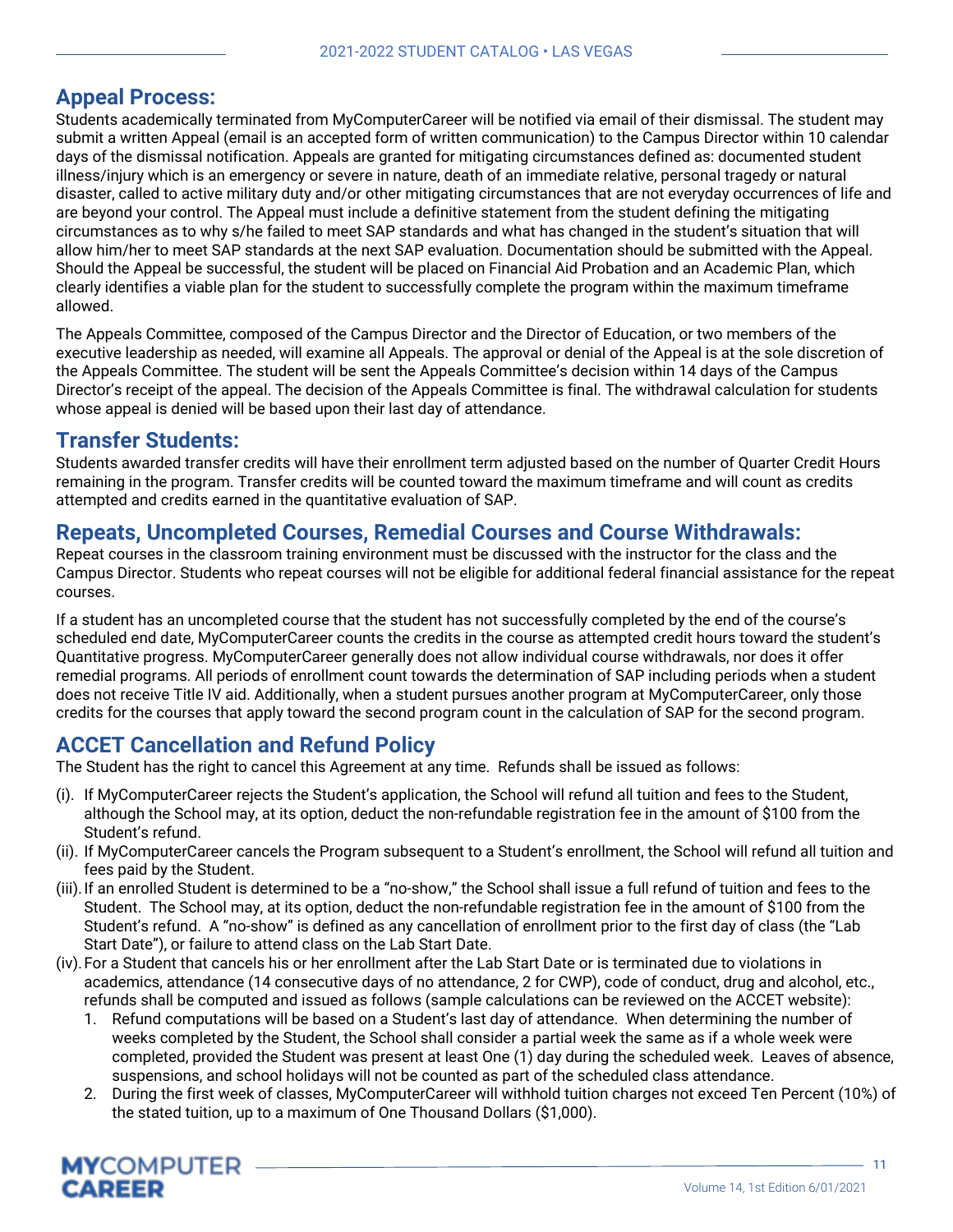## Appeal Process:

Students academically terminated from MyComputerCareer will be notified via email of their dismissal. The student may submit a written Appeal (email is an accepted form of written communication) to the Campus Director within 10 calendar days of the dismissal notification. Appeals are granted for mitigating circumstances defined as: documented student illness/injury which is an emergency or severe in nature, death of an immediate relative, personal tragedy or natural disaster, called to active military duty and/or other mitigating circumstances that are not everyday occurrences of life and are beyond your control. The Appeal must include a definitive statement from the student defining the mitigating circumstances as to why s/he failed to meet SAP standards and what has changed in the student's situation that will allow him/her to meet SAP standards at the next SAP evaluation. Documentation should be submitted with the Appeal. Should the Appeal be successful, the student will be placed on Financial Aid Probation and an Academic Plan, which clearly identifies a viable plan for the student to successfully complete the program within the maximum timeframe allowed.

The Appeals Committee, composed of the Campus Director and the Director of Education, or two members of the executive leadership as needed, will examine all Appeals. The approval or denial of the Appeal is at the sole discretion of the Appeals Committee. The student will be sent the Appeals Committee's decision within 14 days of the Campus Director's receipt of the appeal. The decision of the Appeals Committee is final. The withdrawal calculation for students whose appeal is denied will be based upon their last day of attendance.

## Transfer Students:

Students awarded transfer credits will have their enrollment term adjusted based on the number of Quarter Credit Hours remaining in the program. Transfer credits will be counted toward the maximum timeframe and will count as credits attempted and credits earned in the quantitative evaluation of SAP.

## Repeats, Uncompleted Courses, Remedial Courses and Course Withdrawals:

Repeat courses in the classroom training environment must be discussed with the instructor for the class and the Campus Director. Students who repeat courses will not be eligible for additional federal financial assistance for the repeat courses.

If a student has an uncompleted course that the student has not successfully completed by the end of the course's scheduled end date, MyComputerCareer counts the credits in the course as attempted credit hours toward the student's Quantitative progress. MyComputerCareer generally does not allow individual course withdrawals, nor does it offer remedial programs. All periods of enrollment count towards the determination of SAP including periods when a student does not receive Title IV aid. Additionally, when a student pursues another program at MyComputerCareer, only those credits for the courses that apply toward the second program count in the calculation of SAP for the second program.

## ACCET Cancellation and Refund Policy

The Student has the right to cancel this Agreement at any time. Refunds shall be issued as follows:

(i). If MyComputerCareer rejects the Student's application, the School will refund all tuition and fees to the Student, although the School may, at its option, deduct the non-refundable registration fee in the amount of $100 from the Student's refund.

(ii). If MyComputerCareer cancels the Program subsequent to a Student's enrollment, the School will refund all tuition and fees paid by the Student.

(iii). If an enrolled Student is determined to be a "no-show," the School shall issue a full refund of tuition and fees to the Student. The School may, at its option, deduct the non-refundable registration fee in the amount of $100 from the Student's refund. A "no-show" is defined as any cancellation of enrollment prior to the first day of class (the "Lab Start Date"), or failure to attend class on the Lab Start Date.

(iv). For a Student that cancels his or her enrollment after the Lab Start Date or is terminated due to violations in academics, attendance (14 consecutive days of no attendance, 2 for CWP), code of conduct, drug and alcohol, etc., refunds shall be computed and issued as follows (sample calculations can be reviewed on the ACCET website):

1. Refund computations will be based on a Student's last day of attendance. When determining the number of weeks completed by the Student, the School shall consider a partial week the same as if a whole week were completed, provided the Student was present at least One (1) day during the scheduled week. Leaves of absence, suspensions, and school holidays will not be counted as part of the scheduled class attendance.
2. During the first week of classes, MyComputerCareer will withhold tuition charges not exceed Ten Percent (10%) of the stated tuition, up to a maximum of One Thousand Dollars ($1,000).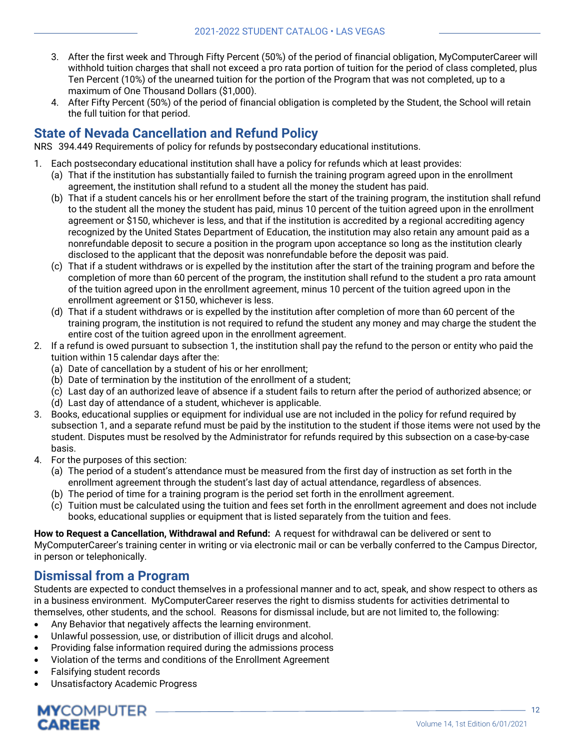3. After the first week and Through Fifty Percent (50%) of the period of financial obligation, MyComputerCareer will withhold tuition charges that shall not exceed a pro rata portion of tuition for the period of class completed, plus Ten Percent (10%) of the unearned tuition for the portion of the Program that was not completed, up to a maximum of One Thousand Dollars ($1,000).
4. After Fifty Percent (50%) of the period of financial obligation is completed by the Student, the School will retain the full tuition for that period.

## State of Nevada Cancellation and Refund Policy

NRS 394.449 Requirements of policy for refunds by postsecondary educational institutions.

1. Each postsecondary educational institution shall have a policy for refunds which at least provides:
   (a) That if the institution has substantially failed to furnish the training program agreed upon in the enrollment agreement, the institution shall refund to a student all the money the student has paid.
   (b) That if a student cancels his or her enrollment before the start of the training program, the institution shall refund to the student all the money the student has paid, minus 10 percent of the tuition agreed upon in the enrollment agreement or $150, whichever is less, and that if the institution is accredited by a regional accrediting agency recognized by the United States Department of Education, the institution may also retain any amount paid as a nonrefundable deposit to secure a position in the program upon acceptance so long as the institution clearly disclosed to the applicant that the deposit was nonrefundable before the deposit was paid.
   (c) That if a student withdraws or is expelled by the institution after the start of the training program and before the completion of more than 60 percent of the program, the institution shall refund to the student a pro rata amount of the tuition agreed upon in the enrollment agreement, minus 10 percent of the tuition agreed upon in the enrollment agreement or $150, whichever is less.
   (d) That if a student withdraws or is expelled by the institution after completion of more than 60 percent of the training program, the institution is not required to refund the student any money and may charge the student the entire cost of the tuition agreed upon in the enrollment agreement.
2. If a refund is owed pursuant to subsection 1, the institution shall pay the refund to the person or entity who paid the tuition within 15 calendar days after the:
   (a) Date of cancellation by a student of his or her enrollment;
   (b) Date of termination by the institution of the enrollment of a student;
   (c) Last day of an authorized leave of absence if a student fails to return after the period of authorized absence; or
   (d) Last day of attendance of a student, whichever is applicable.
3. Books, educational supplies or equipment for individual use are not included in the policy for refund required by subsection 1, and a separate refund must be paid by the institution to the student if those items were not used by the student. Disputes must be resolved by the Administrator for refunds required by this subsection on a case-by-case basis.
4. For the purposes of this section:
   (a) The period of a student's attendance must be measured from the first day of instruction as set forth in the enrollment agreement through the student's last day of actual attendance, regardless of absences.
   (b) The period of time for a training program is the period set forth in the enrollment agreement.
   (c) Tuition must be calculated using the tuition and fees set forth in the enrollment agreement and does not include books, educational supplies or equipment that is listed separately from the tuition and fees.

**How to Request a Cancellation, Withdrawal and Refund:** A request for withdrawal can be delivered or sent to MyComputerCareer's training center in writing or via electronic mail or can be verbally conferred to the Campus Director, in person or telephonically.

## Dismissal from a Program

Students are expected to conduct themselves in a professional manner and to act, speak, and show respect to others as in a business environment. MyComputerCareer reserves the right to dismiss students for activities detrimental to themselves, other students, and the school. Reasons for dismissal include, but are not limited to, the following:

- Any Behavior that negatively affects the learning environment.
- Unlawful possession, use, or distribution of illicit drugs and alcohol.
- Providing false information required during the admissions process
- Violation of the terms and conditions of the Enrollment Agreement
- Falsifying student records
- Unsatisfactory Academic Progress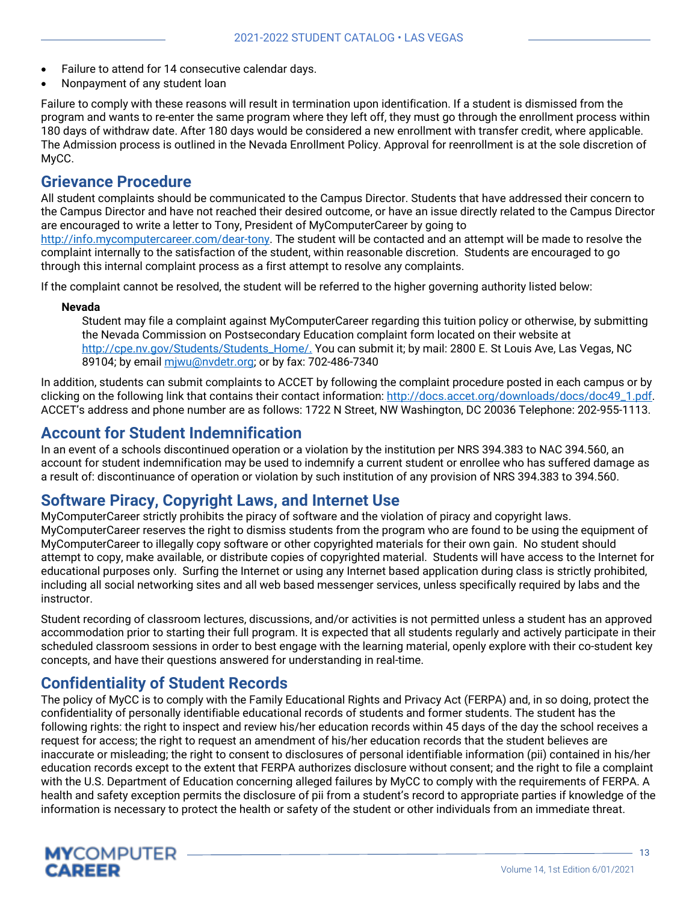- Failure to attend for 14 consecutive calendar days.
- Nonpayment of any student loan

Failure to comply with these reasons will result in termination upon identification. If a student is dismissed from the program and wants to re-enter the same program where they left off, they must go through the enrollment process within 180 days of withdraw date. After 180 days would be considered a new enrollment with transfer credit, where applicable. The Admission process is outlined in the Nevada Enrollment Policy. Approval for reenrollment is at the sole discretion of MyCC.

## Grievance Procedure

All student complaints should be communicated to the Campus Director. Students that have addressed their concern to the Campus Director and have not reached their desired outcome, or have an issue directly related to the Campus Director are encouraged to write a letter to Tony, President of MyComputerCareer by going to http://info.mycomputercareer.com/dear-tony. The student will be contacted and an attempt will be made to resolve the complaint internally to the satisfaction of the student, within reasonable discretion. Students are encouraged to go through this internal complaint process as a first attempt to resolve any complaints.

If the complaint cannot be resolved, the student will be referred to the higher governing authority listed below:

**Nevada**

Student may file a complaint against MyComputerCareer regarding this tuition policy or otherwise, by submitting the Nevada Commission on Postsecondary Education complaint form located on their website at http://cpe.nv.gov/Students/Students_Home/. You can submit it; by mail: 2800 E. St Louis Ave, Las Vegas, NC 89104; by email mjwu@nvdetr.org; or by fax: 702-486-7340

In addition, students can submit complaints to ACCET by following the complaint procedure posted in each campus or by clicking on the following link that contains their contact information: http://docs.accet.org/downloads/docs/doc49_1.pdf. ACCET's address and phone number are as follows: 1722 N Street, NW Washington, DC 20036 Telephone: 202-955-1113.

## Account for Student Indemnification

In an event of a schools discontinued operation or a violation by the institution per NRS 394.383 to NAC 394.560, an account for student indemnification may be used to indemnify a current student or enrollee who has suffered damage as a result of: discontinuance of operation or violation by such institution of any provision of NRS 394.383 to 394.560.

## Software Piracy, Copyright Laws, and Internet Use

MyComputerCareer strictly prohibits the piracy of software and the violation of piracy and copyright laws. MyComputerCareer reserves the right to dismiss students from the program who are found to be using the equipment of MyComputerCareer to illegally copy software or other copyrighted materials for their own gain. No student should attempt to copy, make available, or distribute copies of copyrighted material. Students will have access to the Internet for educational purposes only. Surfing the Internet or using any Internet based application during class is strictly prohibited, including all social networking sites and all web based messenger services, unless specifically required by labs and the instructor.

Student recording of classroom lectures, discussions, and/or activities is not permitted unless a student has an approved accommodation prior to starting their full program. It is expected that all students regularly and actively participate in their scheduled classroom sessions in order to best engage with the learning material, openly explore with their co-student key concepts, and have their questions answered for understanding in real-time.

## Confidentiality of Student Records

The policy of MyCC is to comply with the Family Educational Rights and Privacy Act (FERPA) and, in so doing, protect the confidentiality of personally identifiable educational records of students and former students. The student has the following rights: the right to inspect and review his/her education records within 45 days of the day the school receives a request for access; the right to request an amendment of his/her education records that the student believes are inaccurate or misleading; the right to consent to disclosures of personal identifiable information (pii) contained in his/her education records except to the extent that FERPA authorizes disclosure without consent; and the right to file a complaint with the U.S. Department of Education concerning alleged failures by MyCC to comply with the requirements of FERPA. A health and safety exception permits the disclosure of pii from a student's record to appropriate parties if knowledge of the information is necessary to protect the health or safety of the student or other individuals from an immediate threat.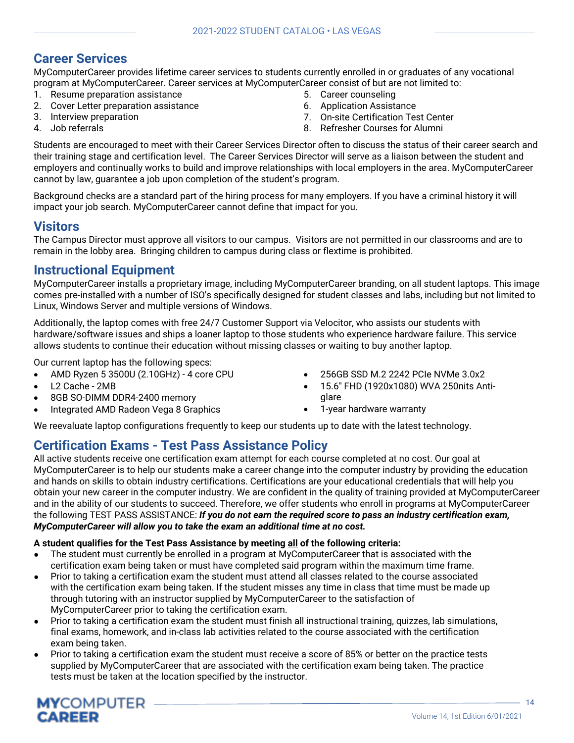## Career Services

MyComputerCareer provides lifetime career services to students currently enrolled in or graduates of any vocational program at MyComputerCareer. Career services at MyComputerCareer consist of but are not limited to:

1. Resume preparation assistance
2. Cover Letter preparation assistance
3. Interview preparation
4. Job referrals
5. Career counseling
6. Application Assistance
7. On-site Certification Test Center
8. Refresher Courses for Alumni

Students are encouraged to meet with their Career Services Director often to discuss the status of their career search and their training stage and certification level. The Career Services Director will serve as a liaison between the student and employers and continually works to build and improve relationships with local employers in the area. MyComputerCareer cannot by law, guarantee a job upon completion of the student's program.

Background checks are a standard part of the hiring process for many employers. If you have a criminal history it will impact your job search. MyComputerCareer cannot define that impact for you.

## Visitors

The Campus Director must approve all visitors to our campus. Visitors are not permitted in our classrooms and are to remain in the lobby area. Bringing children to campus during class or flextime is prohibited.

## Instructional Equipment

MyComputerCareer installs a proprietary image, including MyComputerCareer branding, on all student laptops. This image comes pre-installed with a number of ISO's specifically designed for student classes and labs, including but not limited to Linux, Windows Server and multiple versions of Windows.

Additionally, the laptop comes with free 24/7 Customer Support via Velocitor, who assists our students with hardware/software issues and ships a loaner laptop to those students who experience hardware failure. This service allows students to continue their education without missing classes or waiting to buy another laptop.

Our current laptop has the following specs:

- AMD Ryzen 5 3500U (2.10GHz) - 4 core CPU
- L2 Cache - 2MB
- 8GB SO-DIMM DDR4-2400 memory
- Integrated AMD Radeon Vega 8 Graphics
- 256GB SSD M.2 2242 PCIe NVMe 3.0x2
- 15.6" FHD (1920x1080) WVA 250nits Anti-glare
- 1-year hardware warranty

We reevaluate laptop configurations frequently to keep our students up to date with the latest technology.

## Certification Exams - Test Pass Assistance Policy

All active students receive one certification exam attempt for each course completed at no cost. Our goal at MyComputerCareer is to help our students make a career change into the computer industry by providing the education and hands on skills to obtain industry certifications. Certifications are your educational credentials that will help you obtain your new career in the computer industry. We are confident in the quality of training provided at MyComputerCareer and in the ability of our students to succeed. Therefore, we offer students who enroll in programs at MyComputerCareer the following TEST PASS ASSISTANCE: ***If you do not earn the required score to pass an industry certification exam, MyComputerCareer will allow you to take the exam an additional time at no cost.***

**A student qualifies for the Test Pass Assistance by meeting <u>all</u> of the following criteria:**

- The student must currently be enrolled in a program at MyComputerCareer that is associated with the certification exam being taken or must have completed said program within the maximum time frame.
- Prior to taking a certification exam the student must attend all classes related to the course associated with the certification exam being taken. If the student misses any time in class that time must be made up through tutoring with an instructor supplied by MyComputerCareer to the satisfaction of MyComputerCareer prior to taking the certification exam.
- Prior to taking a certification exam the student must finish all instructional training, quizzes, lab simulations, final exams, homework, and in-class lab activities related to the course associated with the certification exam being taken.
- Prior to taking a certification exam the student must receive a score of 85% or better on the practice tests supplied by MyComputerCareer that are associated with the certification exam being taken. The practice tests must be taken at the location specified by the instructor.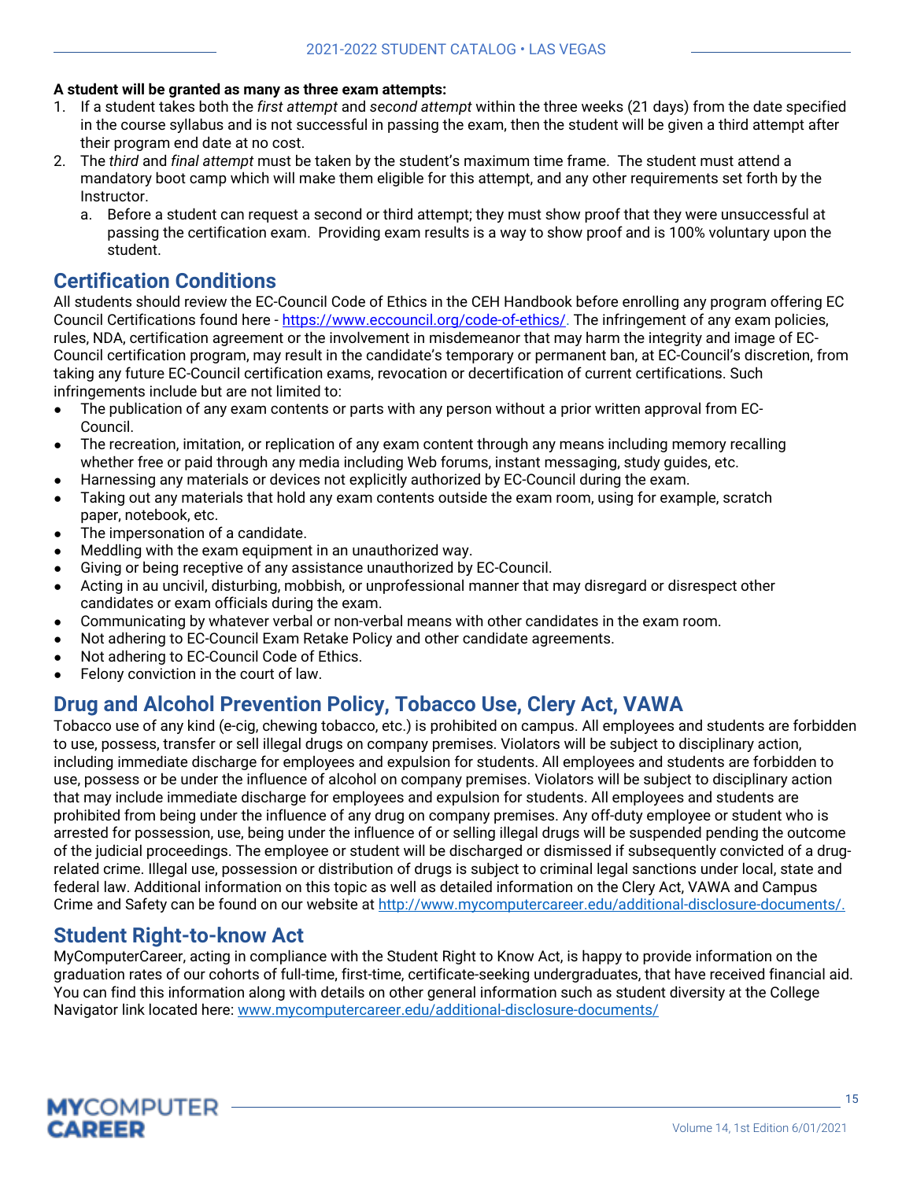**A student will be granted as many as three exam attempts:**

1. If a student takes both the *first attempt* and *second attempt* within the three weeks (21 days) from the date specified in the course syllabus and is not successful in passing the exam, then the student will be given a third attempt after their program end date at no cost.
2. The *third* and *final attempt* must be taken by the student's maximum time frame. The student must attend a mandatory boot camp which will make them eligible for this attempt, and any other requirements set forth by the Instructor.
   a. Before a student can request a second or third attempt; they must show proof that they were unsuccessful at passing the certification exam. Providing exam results is a way to show proof and is 100% voluntary upon the student.

## Certification Conditions

All students should review the EC-Council Code of Ethics in the CEH Handbook before enrolling any program offering EC Council Certifications found here - https://www.eccouncil.org/code-of-ethics/. The infringement of any exam policies, rules, NDA, certification agreement or the involvement in misdemeanor that may harm the integrity and image of EC-Council certification program, may result in the candidate's temporary or permanent ban, at EC-Council's discretion, from taking any future EC-Council certification exams, revocation or decertification of current certifications. Such infringements include but are not limited to:

- The publication of any exam contents or parts with any person without a prior written approval from EC-Council.
- The recreation, imitation, or replication of any exam content through any means including memory recalling whether free or paid through any media including Web forums, instant messaging, study guides, etc.
- Harnessing any materials or devices not explicitly authorized by EC-Council during the exam.
- Taking out any materials that hold any exam contents outside the exam room, using for example, scratch paper, notebook, etc.
- The impersonation of a candidate.
- Meddling with the exam equipment in an unauthorized way.
- Giving or being receptive of any assistance unauthorized by EC-Council.
- Acting in au uncivil, disturbing, mobbish, or unprofessional manner that may disregard or disrespect other candidates or exam officials during the exam.
- Communicating by whatever verbal or non-verbal means with other candidates in the exam room.
- Not adhering to EC-Council Exam Retake Policy and other candidate agreements.
- Not adhering to EC-Council Code of Ethics.
- Felony conviction in the court of law.

## Drug and Alcohol Prevention Policy, Tobacco Use, Clery Act, VAWA

Tobacco use of any kind (e-cig, chewing tobacco, etc.) is prohibited on campus. All employees and students are forbidden to use, possess, transfer or sell illegal drugs on company premises. Violators will be subject to disciplinary action, including immediate discharge for employees and expulsion for students. All employees and students are forbidden to use, possess or be under the influence of alcohol on company premises. Violators will be subject to disciplinary action that may include immediate discharge for employees and expulsion for students. All employees and students are prohibited from being under the influence of any drug on company premises. Any off-duty employee or student who is arrested for possession, use, being under the influence of or selling illegal drugs will be suspended pending the outcome of the judicial proceedings. The employee or student will be discharged or dismissed if subsequently convicted of a drug-related crime. Illegal use, possession or distribution of drugs is subject to criminal legal sanctions under local, state and federal law. Additional information on this topic as well as detailed information on the Clery Act, VAWA and Campus Crime and Safety can be found on our website at http://www.mycomputercareer.edu/additional-disclosure-documents/.

## Student Right-to-know Act

MyComputerCareer, acting in compliance with the Student Right to Know Act, is happy to provide information on the graduation rates of our cohorts of full-time, first-time, certificate-seeking undergraduates, that have received financial aid. You can find this information along with details on other general information such as student diversity at the College Navigator link located here: www.mycomputercareer.edu/additional-disclosure-documents/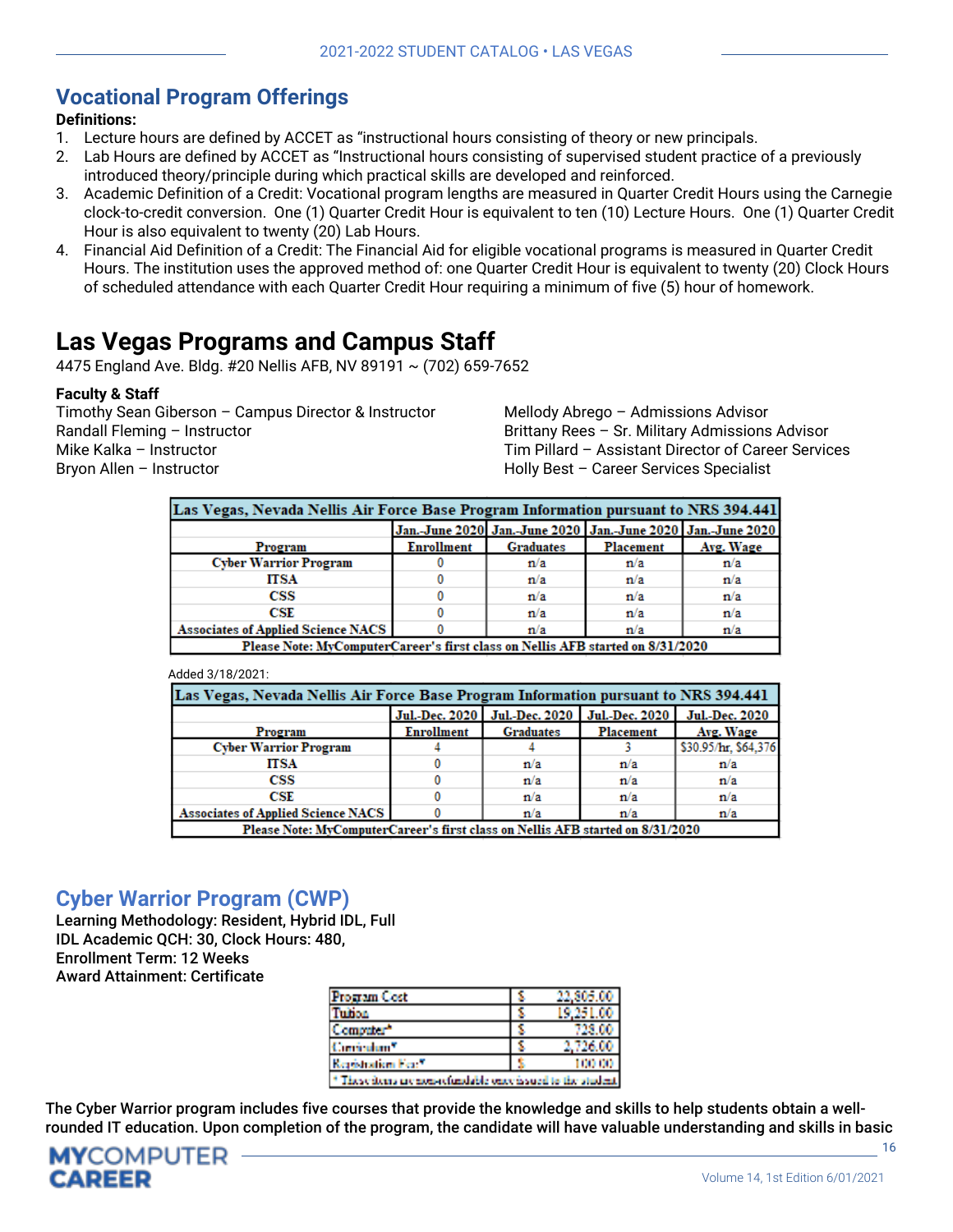## Vocational Program Offerings

**Definitions:**

1. Lecture hours are defined by ACCET as "instructional hours consisting of theory or new principals.
2. Lab Hours are defined by ACCET as "Instructional hours consisting of supervised student practice of a previously introduced theory/principle during which practical skills are developed and reinforced.
3. Academic Definition of a Credit: Vocational program lengths are measured in Quarter Credit Hours using the Carnegie clock-to-credit conversion. One (1) Quarter Credit Hour is equivalent to ten (10) Lecture Hours. One (1) Quarter Credit Hour is also equivalent to twenty (20) Lab Hours.
4. Financial Aid Definition of a Credit: The Financial Aid for eligible vocational programs is measured in Quarter Credit Hours. The institution uses the approved method of: one Quarter Credit Hour is equivalent to twenty (20) Clock Hours of scheduled attendance with each Quarter Credit Hour requiring a minimum of five (5) hour of homework.

# Las Vegas Programs and Campus Staff

4475 England Ave. Bldg. #20 Nellis AFB, NV 89191 ~ (702) 659-7652

**Faculty & Staff**

Timothy Sean Giberson – Campus Director & Instructor
Randall Fleming – Instructor
Mike Kalka – Instructor
Bryon Allen – Instructor
Mellody Abrego – Admissions Advisor
Brittany Rees – Sr. Military Admissions Advisor
Tim Pillard – Assistant Director of Career Services
Holly Best – Career Services Specialist

| Las Vegas, Nevada Nellis Air Force Base Program Information pursuant to NRS 394.441 | | | | |
|---|---|---|---|---|
| | Jan.-June 2020 | Jan.-June 2020 | Jan.-June 2020 | Jan.-June 2020 |
| Program | Enrollment | Graduates | Placement | Avg. Wage |
| Cyber Warrior Program | 0 | n/a | n/a | n/a |
| ITSA | 0 | n/a | n/a | n/a |
| CSS | 0 | n/a | n/a | n/a |
| CSE | 0 | n/a | n/a | n/a |
| Associates of Applied Science NACS | 0 | n/a | n/a | n/a |
| Please Note: MyComputerCareer's first class on Nellis AFB started on 8/31/2020 | | | | |

Added 3/18/2021:

| Las Vegas, Nevada Nellis Air Force Base Program Information pursuant to NRS 394.441 | | | | |
|---|---|---|---|---|
| | Jul.-Dec. 2020 | Jul.-Dec. 2020 | Jul.-Dec. 2020 | Jul.-Dec. 2020 |
| Program | Enrollment | Graduates | Placement | Avg. Wage |
| Cyber Warrior Program | 4 | 4 | 3 | $30.95/hr, $64,376 |
| ITSA | 0 | n/a | n/a | n/a |
| CSS | 0 | n/a | n/a | n/a |
| CSE | 0 | n/a | n/a | n/a |
| Associates of Applied Science NACS | 0 | n/a | n/a | n/a |
| Please Note: MyComputerCareer's first class on Nellis AFB started on 8/31/2020 | | | | |

## Cyber Warrior Program (CWP)

**Learning Methodology: Resident, Hybrid IDL, Full**
**IDL Academic QCH: 30, Clock Hours: 480,**
**Enrollment Term: 12 Weeks**
**Award Attainment: Certificate**

| Program Cost | $ | 22,805.00 |
|---|---|---|
| Tuition | $ | 19,251.00 |
| Computer* | $ | 728.00 |
| Curriculum* | $ | 2,726.00 |
| Registration Fee* | $ | 100.00 |
| * These items are non-refundable once issued to the student | | |

The Cyber Warrior program includes five courses that provide the knowledge and skills to help students obtain a well-rounded IT education. Upon completion of the program, the candidate will have valuable understanding and skills in basic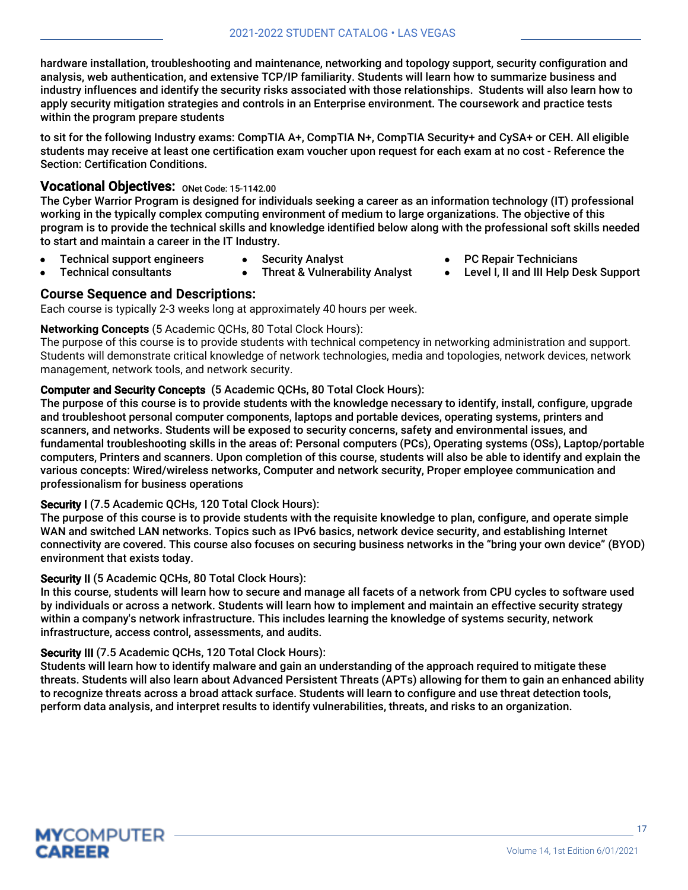hardware installation, troubleshooting and maintenance, networking and topology support, security configuration and analysis, web authentication, and extensive TCP/IP familiarity. Students will learn how to summarize business and industry influences and identify the security risks associated with those relationships. Students will also learn how to apply security mitigation strategies and controls in an Enterprise environment. The coursework and practice tests within the program prepare students

to sit for the following Industry exams: CompTIA A+, CompTIA N+, CompTIA Security+ and CySA+ or CEH. All eligible students may receive at least one certification exam voucher upon request for each exam at no cost - Reference the Section: Certification Conditions.

## Vocational Objectives: ONet Code: 15-1142.00

The Cyber Warrior Program is designed for individuals seeking a career as an information technology (IT) professional working in the typically complex computing environment of medium to large organizations. The objective of this program is to provide the technical skills and knowledge identified below along with the professional soft skills needed to start and maintain a career in the IT Industry.

- Technical support engineers
- Technical consultants
- Security Analyst
- Threat & Vulnerability Analyst
- PC Repair Technicians
- Level I, II and III Help Desk Support

## Course Sequence and Descriptions:

Each course is typically 2-3 weeks long at approximately 40 hours per week.

**Networking Concepts** (5 Academic QCHs, 80 Total Clock Hours):
The purpose of this course is to provide students with technical competency in networking administration and support. Students will demonstrate critical knowledge of network technologies, media and topologies, network devices, network management, network tools, and network security.

**Computer and Security Concepts** (5 Academic QCHs, 80 Total Clock Hours):
The purpose of this course is to provide students with the knowledge necessary to identify, install, configure, upgrade and troubleshoot personal computer components, laptops and portable devices, operating systems, printers and scanners, and networks. Students will be exposed to security concerns, safety and environmental issues, and fundamental troubleshooting skills in the areas of: Personal computers (PCs), Operating systems (OSs), Laptop/portable computers, Printers and scanners. Upon completion of this course, students will also be able to identify and explain the various concepts: Wired/wireless networks, Computer and network security, Proper employee communication and professionalism for business operations

**Security I** (7.5 Academic QCHs, 120 Total Clock Hours):
The purpose of this course is to provide students with the requisite knowledge to plan, configure, and operate simple WAN and switched LAN networks. Topics such as IPv6 basics, network device security, and establishing Internet connectivity are covered. This course also focuses on securing business networks in the "bring your own device" (BYOD) environment that exists today.

**Security II** (5 Academic QCHs, 80 Total Clock Hours):
In this course, students will learn how to secure and manage all facets of a network from CPU cycles to software used by individuals or across a network. Students will learn how to implement and maintain an effective security strategy within a company's network infrastructure. This includes learning the knowledge of systems security, network infrastructure, access control, assessments, and audits.

**Security III** (7.5 Academic QCHs, 120 Total Clock Hours):
Students will learn how to identify malware and gain an understanding of the approach required to mitigate these threats. Students will also learn about Advanced Persistent Threats (APTs) allowing for them to gain an enhanced ability to recognize threats across a broad attack surface. Students will learn to configure and use threat detection tools, perform data analysis, and interpret results to identify vulnerabilities, threats, and risks to an organization.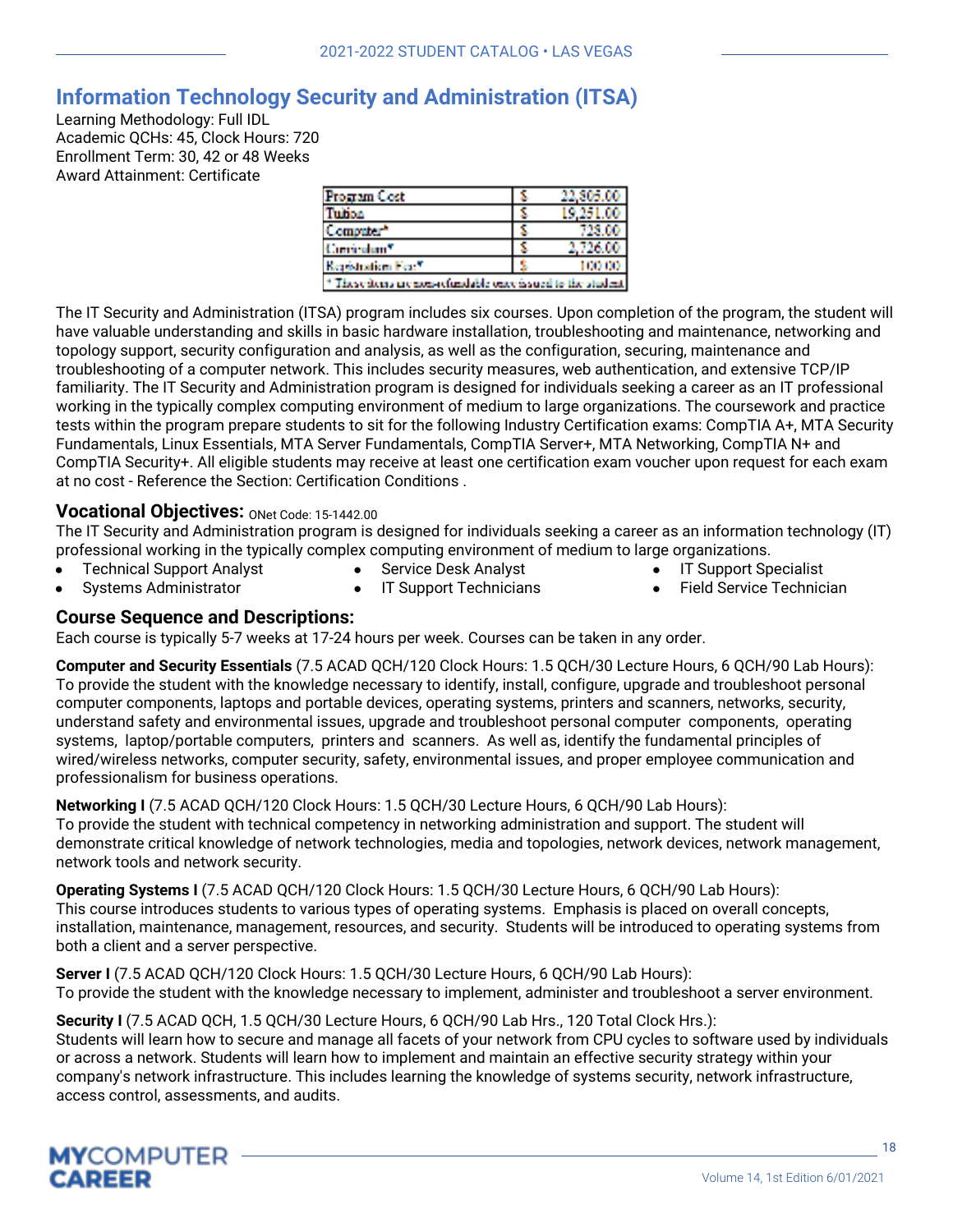## Information Technology Security and Administration (ITSA)

Learning Methodology: Full IDL
Academic QCHs: 45, Clock Hours: 720
Enrollment Term: 30, 42 or 48 Weeks
Award Attainment: Certificate

| Program Cost | $ | 22,805.00 |
|---|---|---|
| Tuition | $ | 19,251.00 |
| Computer* | $ | 728.00 |
| Curriculum* | $ | 2,726.00 |
| Registration Fee* | $ | 100.00 |
| * These items are non-refundable once issued to the student | | |

The IT Security and Administration (ITSA) program includes six courses. Upon completion of the program, the student will have valuable understanding and skills in basic hardware installation, troubleshooting and maintenance, networking and topology support, security configuration and analysis, as well as the configuration, securing, maintenance and troubleshooting of a computer network. This includes security measures, web authentication, and extensive TCP/IP familiarity. The IT Security and Administration program is designed for individuals seeking a career as an IT professional working in the typically complex computing environment of medium to large organizations. The coursework and practice tests within the program prepare students to sit for the following Industry Certification exams: CompTIA A+, MTA Security Fundamentals, Linux Essentials, MTA Server Fundamentals, CompTIA Server+, MTA Networking, CompTIA N+ and CompTIA Security+. All eligible students may receive at least one certification exam voucher upon request for each exam at no cost - Reference the Section: Certification Conditions .

### Vocational Objectives: ONet Code: 15-1442.00

The IT Security and Administration program is designed for individuals seeking a career as an information technology (IT) professional working in the typically complex computing environment of medium to large organizations.

- Technical Support Analyst
- Service Desk Analyst
- IT Support Specialist
- Systems Administrator
- IT Support Technicians
- Field Service Technician

### Course Sequence and Descriptions:

Each course is typically 5-7 weeks at 17-24 hours per week. Courses can be taken in any order.

**Computer and Security Essentials** (7.5 ACAD QCH/120 Clock Hours: 1.5 QCH/30 Lecture Hours, 6 QCH/90 Lab Hours): To provide the student with the knowledge necessary to identify, install, configure, upgrade and troubleshoot personal computer components, laptops and portable devices, operating systems, printers and scanners, networks, security, understand safety and environmental issues, upgrade and troubleshoot personal computer components, operating systems, laptop/portable computers, printers and scanners. As well as, identify the fundamental principles of wired/wireless networks, computer security, safety, environmental issues, and proper employee communication and professionalism for business operations.

**Networking I** (7.5 ACAD QCH/120 Clock Hours: 1.5 QCH/30 Lecture Hours, 6 QCH/90 Lab Hours):
To provide the student with technical competency in networking administration and support. The student will demonstrate critical knowledge of network technologies, media and topologies, network devices, network management, network tools and network security.

**Operating Systems I** (7.5 ACAD QCH/120 Clock Hours: 1.5 QCH/30 Lecture Hours, 6 QCH/90 Lab Hours):
This course introduces students to various types of operating systems. Emphasis is placed on overall concepts, installation, maintenance, management, resources, and security. Students will be introduced to operating systems from both a client and a server perspective.

**Server I** (7.5 ACAD QCH/120 Clock Hours: 1.5 QCH/30 Lecture Hours, 6 QCH/90 Lab Hours):
To provide the student with the knowledge necessary to implement, administer and troubleshoot a server environment.

**Security I** (7.5 ACAD QCH, 1.5 QCH/30 Lecture Hours, 6 QCH/90 Lab Hrs., 120 Total Clock Hrs.):
Students will learn how to secure and manage all facets of your network from CPU cycles to software used by individuals or across a network. Students will learn how to implement and maintain an effective security strategy within your company's network infrastructure. This includes learning the knowledge of systems security, network infrastructure, access control, assessments, and audits.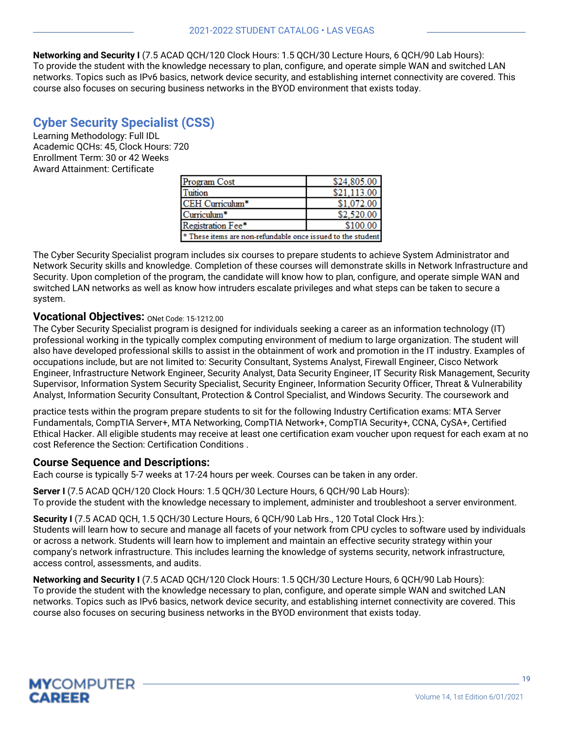**Networking and Security I** (7.5 ACAD QCH/120 Clock Hours: 1.5 QCH/30 Lecture Hours, 6 QCH/90 Lab Hours):
To provide the student with the knowledge necessary to plan, configure, and operate simple WAN and switched LAN networks. Topics such as IPv6 basics, network device security, and establishing internet connectivity are covered. This course also focuses on securing business networks in the BYOD environment that exists today.

## Cyber Security Specialist (CSS)

Learning Methodology: Full IDL
Academic QCHs: 45, Clock Hours: 720
Enrollment Term: 30 or 42 Weeks
Award Attainment: Certificate

| Program Cost | $24,805.00 |
|---|---|
| Tuition | $21,113.00 |
| CEH Curriculum* | $1,072.00 |
| Curriculum* | $2,520.00 |
| Registration Fee* | $100.00 |
| * These items are non-refundable once issued to the student | |

The Cyber Security Specialist program includes six courses to prepare students to achieve System Administrator and Network Security skills and knowledge. Completion of these courses will demonstrate skills in Network Infrastructure and Security. Upon completion of the program, the candidate will know how to plan, configure, and operate simple WAN and switched LAN networks as well as know how intruders escalate privileges and what steps can be taken to secure a system.

### Vocational Objectives: ONet Code: 15-1212.00

The Cyber Security Specialist program is designed for individuals seeking a career as an information technology (IT) professional working in the typically complex computing environment of medium to large organization. The student will also have developed professional skills to assist in the obtainment of work and promotion in the IT industry. Examples of occupations include, but are not limited to: Security Consultant, Systems Analyst, Firewall Engineer, Cisco Network Engineer, Infrastructure Network Engineer, Security Analyst, Data Security Engineer, IT Security Risk Management, Security Supervisor, Information System Security Specialist, Security Engineer, Information Security Officer, Threat & Vulnerability Analyst, Information Security Consultant, Protection & Control Specialist, and Windows Security. The coursework and

practice tests within the program prepare students to sit for the following Industry Certification exams: MTA Server Fundamentals, CompTIA Server+, MTA Networking, CompTIA Network+, CompTIA Security+, CCNA, CySA+, Certified Ethical Hacker. All eligible students may receive at least one certification exam voucher upon request for each exam at no cost Reference the Section: Certification Conditions .

### Course Sequence and Descriptions:

Each course is typically 5-7 weeks at 17-24 hours per week. Courses can be taken in any order.

**Server I** (7.5 ACAD QCH/120 Clock Hours: 1.5 QCH/30 Lecture Hours, 6 QCH/90 Lab Hours):
To provide the student with the knowledge necessary to implement, administer and troubleshoot a server environment.

**Security I** (7.5 ACAD QCH, 1.5 QCH/30 Lecture Hours, 6 QCH/90 Lab Hrs., 120 Total Clock Hrs.):
Students will learn how to secure and manage all facets of your network from CPU cycles to software used by individuals or across a network. Students will learn how to implement and maintain an effective security strategy within your company's network infrastructure. This includes learning the knowledge of systems security, network infrastructure, access control, assessments, and audits.

**Networking and Security I** (7.5 ACAD QCH/120 Clock Hours: 1.5 QCH/30 Lecture Hours, 6 QCH/90 Lab Hours):
To provide the student with the knowledge necessary to plan, configure, and operate simple WAN and switched LAN networks. Topics such as IPv6 basics, network device security, and establishing internet connectivity are covered. This course also focuses on securing business networks in the BYOD environment that exists today.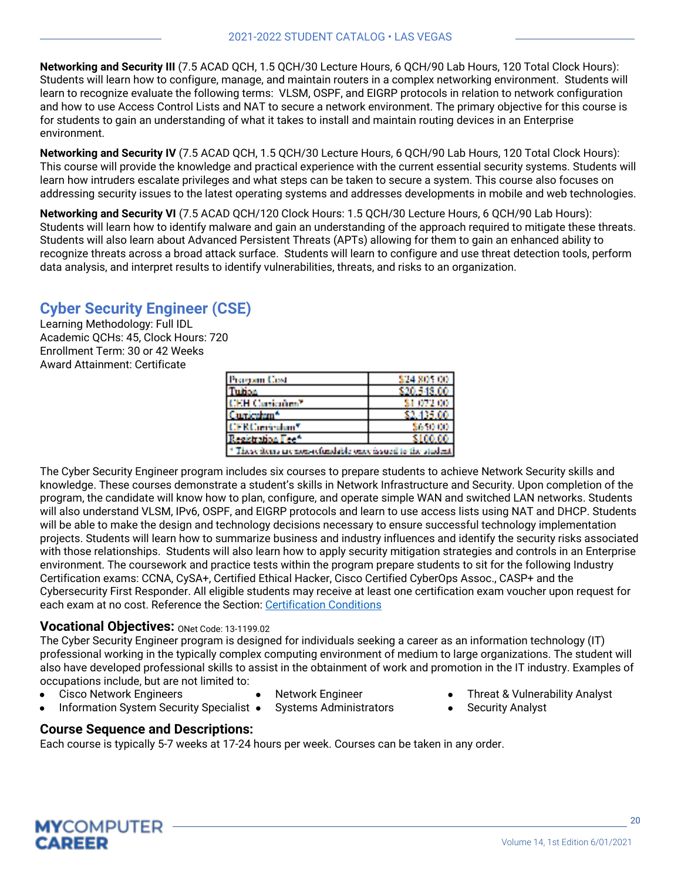**Networking and Security III** (7.5 ACAD QCH, 1.5 QCH/30 Lecture Hours, 6 QCH/90 Lab Hours, 120 Total Clock Hours): Students will learn how to configure, manage, and maintain routers in a complex networking environment. Students will learn to recognize evaluate the following terms: VLSM, OSPF, and EIGRP protocols in relation to network configuration and how to use Access Control Lists and NAT to secure a network environment. The primary objective for this course is for students to gain an understanding of what it takes to install and maintain routing devices in an Enterprise environment.

**Networking and Security IV** (7.5 ACAD QCH, 1.5 QCH/30 Lecture Hours, 6 QCH/90 Lab Hours, 120 Total Clock Hours): This course will provide the knowledge and practical experience with the current essential security systems. Students will learn how intruders escalate privileges and what steps can be taken to secure a system. This course also focuses on addressing security issues to the latest operating systems and addresses developments in mobile and web technologies.

**Networking and Security VI** (7.5 ACAD QCH/120 Clock Hours: 1.5 QCH/30 Lecture Hours, 6 QCH/90 Lab Hours): Students will learn how to identify malware and gain an understanding of the approach required to mitigate these threats. Students will also learn about Advanced Persistent Threats (APTs) allowing for them to gain an enhanced ability to recognize threats across a broad attack surface. Students will learn to configure and use threat detection tools, perform data analysis, and interpret results to identify vulnerabilities, threats, and risks to an organization.

## Cyber Security Engineer (CSE)

Learning Methodology: Full IDL
Academic QCHs: 45, Clock Hours: 720
Enrollment Term: 30 or 42 Weeks
Award Attainment: Certificate

| Program Cost | $24,805.00 |
|---|---|
| Tuition | $20,515.00 |
| CEH Curriculum* | $1,072.00 |
| Curriculum* | $2,135.00 |
| CFR Curriculum* | $650.00 |
| Registration Fee* | $100.00 |
| * These items are non-refundable once issued to the student | |

The Cyber Security Engineer program includes six courses to prepare students to achieve Network Security skills and knowledge. These courses demonstrate a student's skills in Network Infrastructure and Security. Upon completion of the program, the candidate will know how to plan, configure, and operate simple WAN and switched LAN networks. Students will also understand VLSM, IPv6, OSPF, and EIGRP protocols and learn to use access lists using NAT and DHCP. Students will be able to make the design and technology decisions necessary to ensure successful technology implementation projects. Students will learn how to summarize business and industry influences and identify the security risks associated with those relationships. Students will also learn how to apply security mitigation strategies and controls in an Enterprise environment. The coursework and practice tests within the program prepare students to sit for the following Industry Certification exams: CCNA, CySA+, Certified Ethical Hacker, Cisco Certified CyberOps Assoc., CASP+ and the Cybersecurity First Responder. All eligible students may receive at least one certification exam voucher upon request for each exam at no cost. Reference the Section: Certification Conditions

### Vocational Objectives: ONet Code: 13-1199.02

The Cyber Security Engineer program is designed for individuals seeking a career as an information technology (IT) professional working in the typically complex computing environment of medium to large organizations. The student will also have developed professional skills to assist in the obtainment of work and promotion in the IT industry. Examples of occupations include, but are not limited to:

- Cisco Network Engineers
- Information System Security Specialist
- Network Engineer
- Systems Administrators
- Threat & Vulnerability Analyst
- Security Analyst

### Course Sequence and Descriptions:

Each course is typically 5-7 weeks at 17-24 hours per week. Courses can be taken in any order.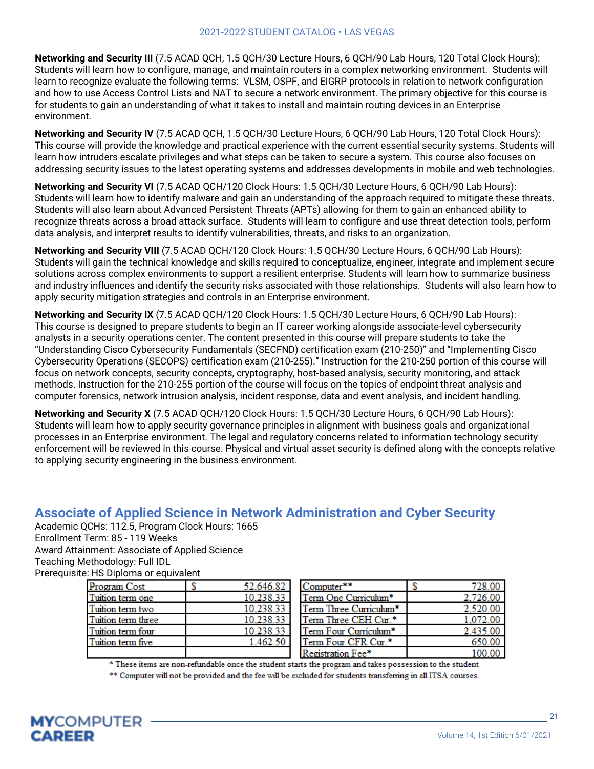**Networking and Security III** (7.5 ACAD QCH, 1.5 QCH/30 Lecture Hours, 6 QCH/90 Lab Hours, 120 Total Clock Hours): Students will learn how to configure, manage, and maintain routers in a complex networking environment. Students will learn to recognize evaluate the following terms: VLSM, OSPF, and EIGRP protocols in relation to network configuration and how to use Access Control Lists and NAT to secure a network environment. The primary objective for this course is for students to gain an understanding of what it takes to install and maintain routing devices in an Enterprise environment.

**Networking and Security IV** (7.5 ACAD QCH, 1.5 QCH/30 Lecture Hours, 6 QCH/90 Lab Hours, 120 Total Clock Hours): This course will provide the knowledge and practical experience with the current essential security systems. Students will learn how intruders escalate privileges and what steps can be taken to secure a system. This course also focuses on addressing security issues to the latest operating systems and addresses developments in mobile and web technologies.

**Networking and Security VI** (7.5 ACAD QCH/120 Clock Hours: 1.5 QCH/30 Lecture Hours, 6 QCH/90 Lab Hours): Students will learn how to identify malware and gain an understanding of the approach required to mitigate these threats. Students will also learn about Advanced Persistent Threats (APTs) allowing for them to gain an enhanced ability to recognize threats across a broad attack surface. Students will learn to configure and use threat detection tools, perform data analysis, and interpret results to identify vulnerabilities, threats, and risks to an organization.

**Networking and Security VIII** (7.5 ACAD QCH/120 Clock Hours: 1.5 QCH/30 Lecture Hours, 6 QCH/90 Lab Hours): Students will gain the technical knowledge and skills required to conceptualize, engineer, integrate and implement secure solutions across complex environments to support a resilient enterprise. Students will learn how to summarize business and industry influences and identify the security risks associated with those relationships. Students will also learn how to apply security mitigation strategies and controls in an Enterprise environment.

**Networking and Security IX** (7.5 ACAD QCH/120 Clock Hours: 1.5 QCH/30 Lecture Hours, 6 QCH/90 Lab Hours): This course is designed to prepare students to begin an IT career working alongside associate-level cybersecurity analysts in a security operations center. The content presented in this course will prepare students to take the "Understanding Cisco Cybersecurity Fundamentals (SECFND) certification exam (210-250)" and "Implementing Cisco Cybersecurity Operations (SECOPS) certification exam (210-255)." Instruction for the 210-250 portion of this course will focus on network concepts, security concepts, cryptography, host-based analysis, security monitoring, and attack methods. Instruction for the 210-255 portion of the course will focus on the topics of endpoint threat analysis and computer forensics, network intrusion analysis, incident response, data and event analysis, and incident handling.

**Networking and Security X** (7.5 ACAD QCH/120 Clock Hours: 1.5 QCH/30 Lecture Hours, 6 QCH/90 Lab Hours): Students will learn how to apply security governance principles in alignment with business goals and organizational processes in an Enterprise environment. The legal and regulatory concerns related to information technology security enforcement will be reviewed in this course. Physical and virtual asset security is defined along with the concepts relative to applying security engineering in the business environment.

## Associate of Applied Science in Network Administration and Cyber Security

Academic QCHs: 112.5, Program Clock Hours: 1665
Enrollment Term: 85 - 119 Weeks
Award Attainment: Associate of Applied Science
Teaching Methodology: Full IDL
Prerequisite: HS Diploma or equivalent

| Program Cost | $ 52,646.82 | Computer** | $ 728.00 |
|---|---|---|---|
| Tuition term one | 10,238.33 | Term One Curriculum* | 2,726.00 |
| Tuition term two | 10,238.33 | Term Three Curriculum* | 2,520.00 |
| Tuition term three | 10,238.33 | Term Three CEH Cur.* | 1,072.00 |
| Tuition term four | 10,238.33 | Term Four Curriculum* | 2,435.00 |
| Tuition term five | 1,462.50 | Term Four CFR Cur.* | 650.00 |
| | | Registration Fee* | 100.00 |

\* These items are non-refundable once the student starts the program and takes possession to the student

\** Computer will not be provided and the fee will be excluded for students transferring in all ITSA courses.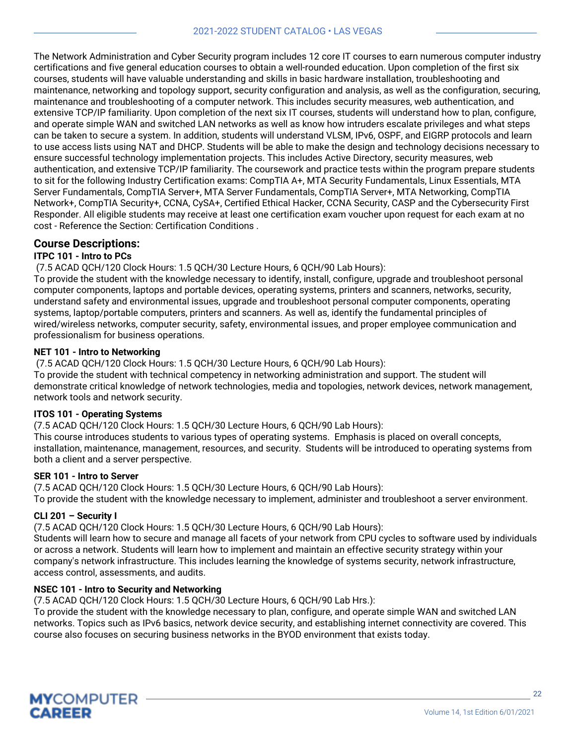The Network Administration and Cyber Security program includes 12 core IT courses to earn numerous computer industry certifications and five general education courses to obtain a well-rounded education. Upon completion of the first six courses, students will have valuable understanding and skills in basic hardware installation, troubleshooting and maintenance, networking and topology support, security configuration and analysis, as well as the configuration, securing, maintenance and troubleshooting of a computer network. This includes security measures, web authentication, and extensive TCP/IP familiarity. Upon completion of the next six IT courses, students will understand how to plan, configure, and operate simple WAN and switched LAN networks as well as know how intruders escalate privileges and what steps can be taken to secure a system. In addition, students will understand VLSM, IPv6, OSPF, and EIGRP protocols and learn to use access lists using NAT and DHCP. Students will be able to make the design and technology decisions necessary to ensure successful technology implementation projects. This includes Active Directory, security measures, web authentication, and extensive TCP/IP familiarity. The coursework and practice tests within the program prepare students to sit for the following Industry Certification exams: CompTIA A+, MTA Security Fundamentals, Linux Essentials, MTA Server Fundamentals, CompTIA Server+, MTA Server Fundamentals, CompTIA Server+, MTA Networking, CompTIA Network+, CompTIA Security+, CCNA, CySA+, Certified Ethical Hacker, CCNA Security, CASP and the Cybersecurity First Responder. All eligible students may receive at least one certification exam voucher upon request for each exam at no cost - Reference the Section: Certification Conditions .

## Course Descriptions:

**ITPC 101 - Intro to PCs**
(7.5 ACAD QCH/120 Clock Hours: 1.5 QCH/30 Lecture Hours, 6 QCH/90 Lab Hours):
To provide the student with the knowledge necessary to identify, install, configure, upgrade and troubleshoot personal computer components, laptops and portable devices, operating systems, printers and scanners, networks, security, understand safety and environmental issues, upgrade and troubleshoot personal computer components, operating systems, laptop/portable computers, printers and scanners. As well as, identify the fundamental principles of wired/wireless networks, computer security, safety, environmental issues, and proper employee communication and professionalism for business operations.

**NET 101 - Intro to Networking**
(7.5 ACAD QCH/120 Clock Hours: 1.5 QCH/30 Lecture Hours, 6 QCH/90 Lab Hours):
To provide the student with technical competency in networking administration and support. The student will demonstrate critical knowledge of network technologies, media and topologies, network devices, network management, network tools and network security.

**ITOS 101 - Operating Systems**
(7.5 ACAD QCH/120 Clock Hours: 1.5 QCH/30 Lecture Hours, 6 QCH/90 Lab Hours):
This course introduces students to various types of operating systems. Emphasis is placed on overall concepts, installation, maintenance, management, resources, and security. Students will be introduced to operating systems from both a client and a server perspective.

**SER 101 - Intro to Server**
(7.5 ACAD QCH/120 Clock Hours: 1.5 QCH/30 Lecture Hours, 6 QCH/90 Lab Hours):
To provide the student with the knowledge necessary to implement, administer and troubleshoot a server environment.

**CLI 201 – Security I**
(7.5 ACAD QCH/120 Clock Hours: 1.5 QCH/30 Lecture Hours, 6 QCH/90 Lab Hours):
Students will learn how to secure and manage all facets of your network from CPU cycles to software used by individuals or across a network. Students will learn how to implement and maintain an effective security strategy within your company's network infrastructure. This includes learning the knowledge of systems security, network infrastructure, access control, assessments, and audits.

**NSEC 101 - Intro to Security and Networking**
(7.5 ACAD QCH/120 Clock Hours: 1.5 QCH/30 Lecture Hours, 6 QCH/90 Lab Hrs.):
To provide the student with the knowledge necessary to plan, configure, and operate simple WAN and switched LAN networks. Topics such as IPv6 basics, network device security, and establishing internet connectivity are covered. This course also focuses on securing business networks in the BYOD environment that exists today.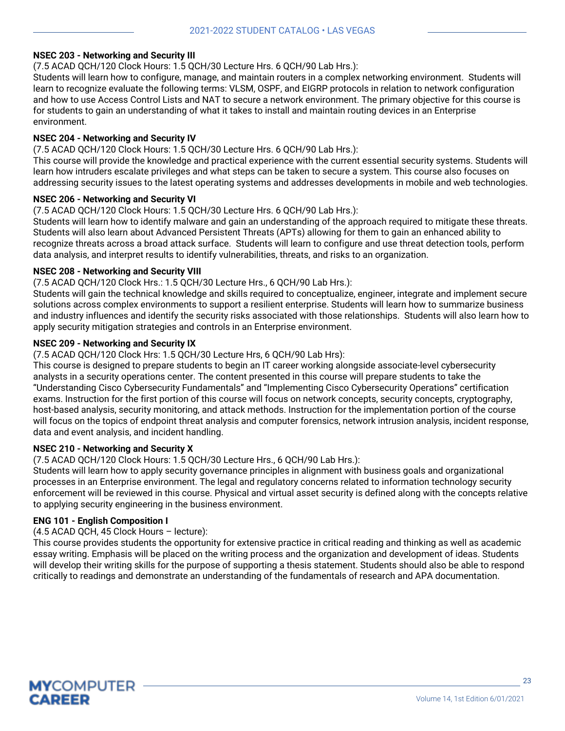**NSEC 203 - Networking and Security III**

(7.5 ACAD QCH/120 Clock Hours: 1.5 QCH/30 Lecture Hrs. 6 QCH/90 Lab Hrs.):

Students will learn how to configure, manage, and maintain routers in a complex networking environment. Students will learn to recognize evaluate the following terms: VLSM, OSPF, and EIGRP protocols in relation to network configuration and how to use Access Control Lists and NAT to secure a network environment. The primary objective for this course is for students to gain an understanding of what it takes to install and maintain routing devices in an Enterprise environment.

**NSEC 204 - Networking and Security IV**

(7.5 ACAD QCH/120 Clock Hours: 1.5 QCH/30 Lecture Hrs. 6 QCH/90 Lab Hrs.):

This course will provide the knowledge and practical experience with the current essential security systems. Students will learn how intruders escalate privileges and what steps can be taken to secure a system. This course also focuses on addressing security issues to the latest operating systems and addresses developments in mobile and web technologies.

**NSEC 206 - Networking and Security VI**

(7.5 ACAD QCH/120 Clock Hours: 1.5 QCH/30 Lecture Hrs. 6 QCH/90 Lab Hrs.):

Students will learn how to identify malware and gain an understanding of the approach required to mitigate these threats. Students will also learn about Advanced Persistent Threats (APTs) allowing for them to gain an enhanced ability to recognize threats across a broad attack surface. Students will learn to configure and use threat detection tools, perform data analysis, and interpret results to identify vulnerabilities, threats, and risks to an organization.

**NSEC 208 - Networking and Security VIII**

(7.5 ACAD QCH/120 Clock Hrs.: 1.5 QCH/30 Lecture Hrs., 6 QCH/90 Lab Hrs.):

Students will gain the technical knowledge and skills required to conceptualize, engineer, integrate and implement secure solutions across complex environments to support a resilient enterprise. Students will learn how to summarize business and industry influences and identify the security risks associated with those relationships. Students will also learn how to apply security mitigation strategies and controls in an Enterprise environment.

**NSEC 209 - Networking and Security IX**

(7.5 ACAD QCH/120 Clock Hrs: 1.5 QCH/30 Lecture Hrs, 6 QCH/90 Lab Hrs):

This course is designed to prepare students to begin an IT career working alongside associate-level cybersecurity analysts in a security operations center. The content presented in this course will prepare students to take the "Understanding Cisco Cybersecurity Fundamentals" and "Implementing Cisco Cybersecurity Operations" certification exams. Instruction for the first portion of this course will focus on network concepts, security concepts, cryptography, host-based analysis, security monitoring, and attack methods. Instruction for the implementation portion of the course will focus on the topics of endpoint threat analysis and computer forensics, network intrusion analysis, incident response, data and event analysis, and incident handling.

**NSEC 210 - Networking and Security X**

(7.5 ACAD QCH/120 Clock Hours: 1.5 QCH/30 Lecture Hrs., 6 QCH/90 Lab Hrs.):

Students will learn how to apply security governance principles in alignment with business goals and organizational processes in an Enterprise environment. The legal and regulatory concerns related to information technology security enforcement will be reviewed in this course. Physical and virtual asset security is defined along with the concepts relative to applying security engineering in the business environment.

**ENG 101 - English Composition I**

(4.5 ACAD QCH, 45 Clock Hours – lecture):

This course provides students the opportunity for extensive practice in critical reading and thinking as well as academic essay writing. Emphasis will be placed on the writing process and the organization and development of ideas. Students will develop their writing skills for the purpose of supporting a thesis statement. Students should also be able to respond critically to readings and demonstrate an understanding of the fundamentals of research and APA documentation.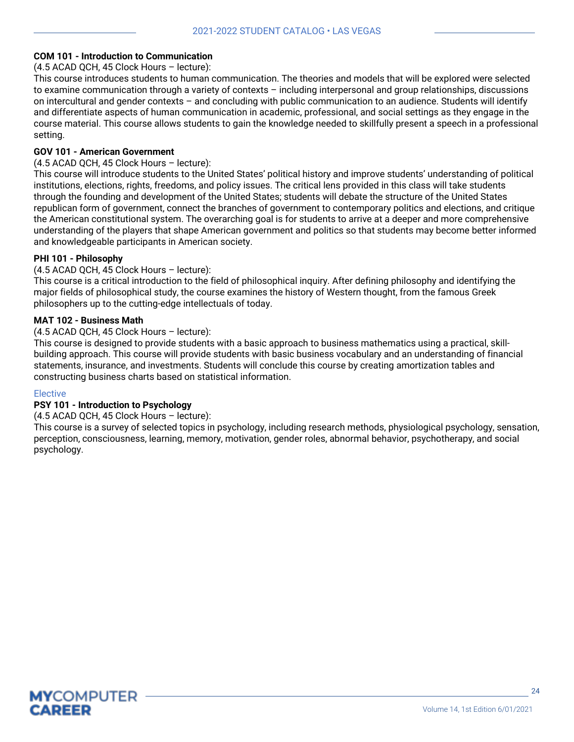**COM 101 - Introduction to Communication**

(4.5 ACAD QCH, 45 Clock Hours – lecture):

This course introduces students to human communication. The theories and models that will be explored were selected to examine communication through a variety of contexts – including interpersonal and group relationships, discussions on intercultural and gender contexts – and concluding with public communication to an audience. Students will identify and differentiate aspects of human communication in academic, professional, and social settings as they engage in the course material. This course allows students to gain the knowledge needed to skillfully present a speech in a professional setting.

**GOV 101 - American Government**

(4.5 ACAD QCH, 45 Clock Hours – lecture):

This course will introduce students to the United States' political history and improve students' understanding of political institutions, elections, rights, freedoms, and policy issues. The critical lens provided in this class will take students through the founding and development of the United States; students will debate the structure of the United States republican form of government, connect the branches of government to contemporary politics and elections, and critique the American constitutional system. The overarching goal is for students to arrive at a deeper and more comprehensive understanding of the players that shape American government and politics so that students may become better informed and knowledgeable participants in American society.

**PHI 101 - Philosophy**

(4.5 ACAD QCH, 45 Clock Hours – lecture):

This course is a critical introduction to the field of philosophical inquiry. After defining philosophy and identifying the major fields of philosophical study, the course examines the history of Western thought, from the famous Greek philosophers up to the cutting-edge intellectuals of today.

**MAT 102 - Business Math**

(4.5 ACAD QCH, 45 Clock Hours – lecture):

This course is designed to provide students with a basic approach to business mathematics using a practical, skill-building approach. This course will provide students with basic business vocabulary and an understanding of financial statements, insurance, and investments. Students will conclude this course by creating amortization tables and constructing business charts based on statistical information.

### Elective

**PSY 101 - Introduction to Psychology**

(4.5 ACAD QCH, 45 Clock Hours – lecture):

This course is a survey of selected topics in psychology, including research methods, physiological psychology, sensation, perception, consciousness, learning, memory, motivation, gender roles, abnormal behavior, psychotherapy, and social psychology.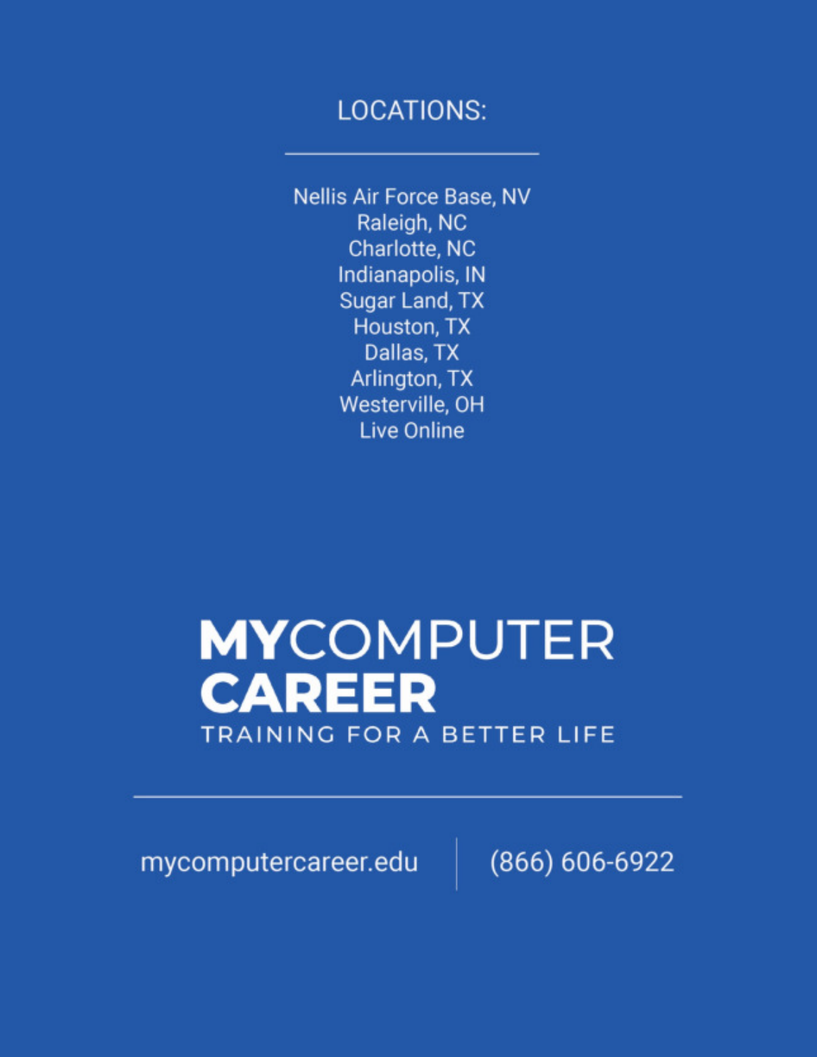## LOCATIONS:

Nellis Air Force Base, NV
Raleigh, NC
Charlotte, NC
Indianapolis, IN
Sugar Land, TX
Houston, TX
Dallas, TX
Arlington, TX
Westerville, OH
Live Online

**MY**COMPUTER
**CAREER**
TRAINING FOR A BETTER LIFE

mycomputercareer.edu | (866) 606-6922